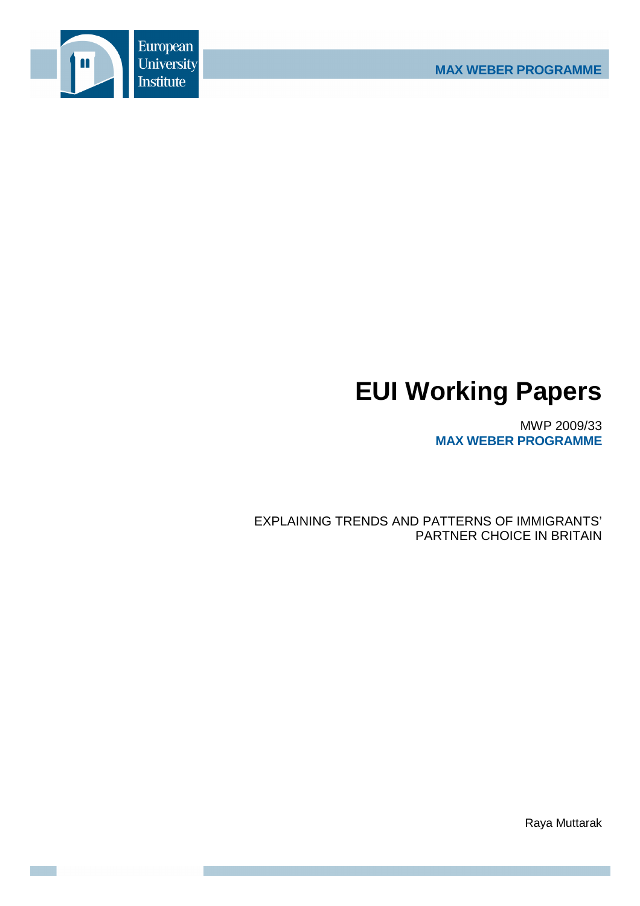European University Institute

MAX WEBER PROGRAMME

# EUI Working Papers

MWP 2009/33
**MAX WEBER PROGRAMME**

EXPLAINING TRENDS AND PATTERNS OF IMMIGRANTS' PARTNER CHOICE IN BRITAIN

Raya Muttarak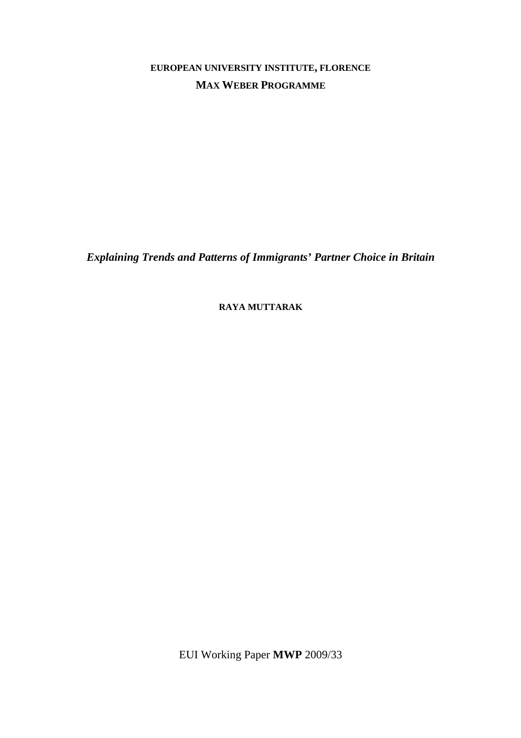**EUROPEAN UNIVERSITY INSTITUTE, FLORENCE**

**MAX WEBER PROGRAMME**

***Explaining Trends and Patterns of Immigrants' Partner Choice in Britain***

**RAYA MUTTARAK**

EUI Working Paper **MWP** 2009/33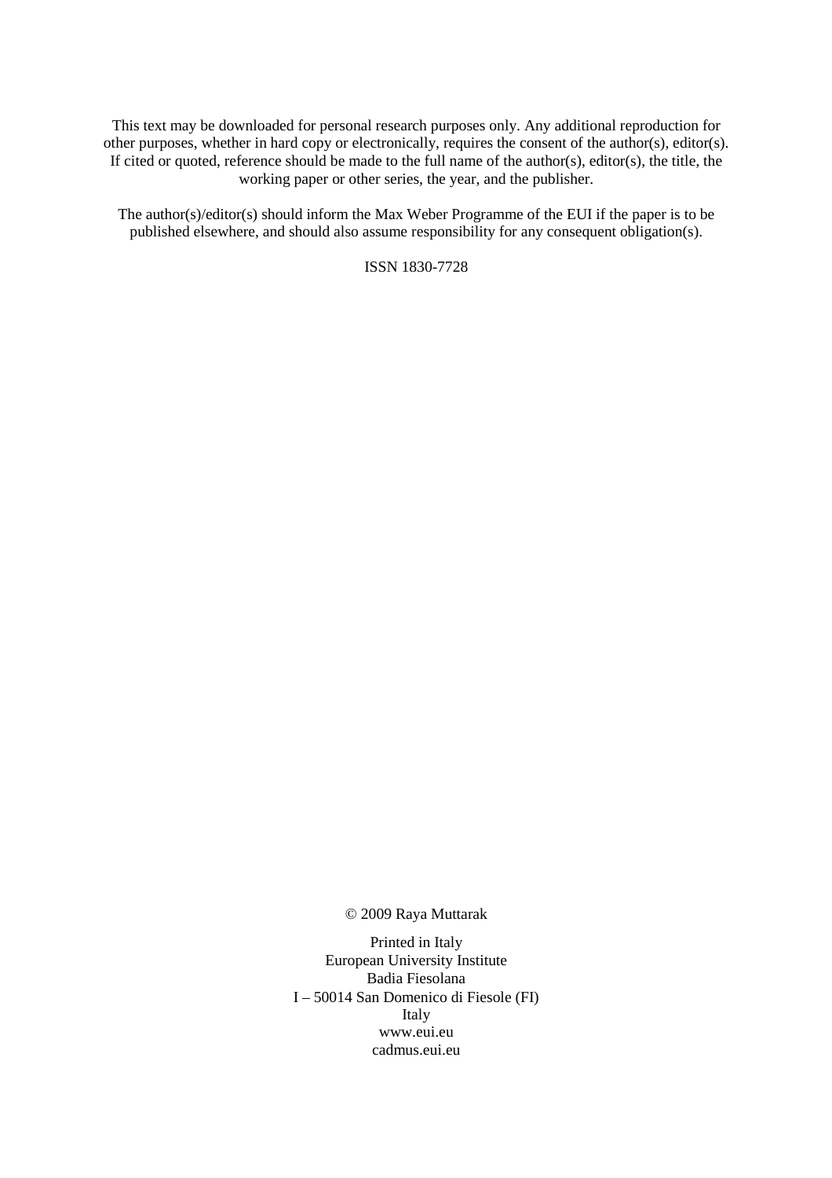This text may be downloaded for personal research purposes only. Any additional reproduction for other purposes, whether in hard copy or electronically, requires the consent of the author(s), editor(s). If cited or quoted, reference should be made to the full name of the author(s), editor(s), the title, the working paper or other series, the year, and the publisher.

The author(s)/editor(s) should inform the Max Weber Programme of the EUI if the paper is to be published elsewhere, and should also assume responsibility for any consequent obligation(s).

ISSN 1830-7728

© 2009 Raya Muttarak

Printed in Italy
European University Institute
Badia Fiesolana
I – 50014 San Domenico di Fiesole (FI)
Italy
www.eui.eu
cadmus.eui.eu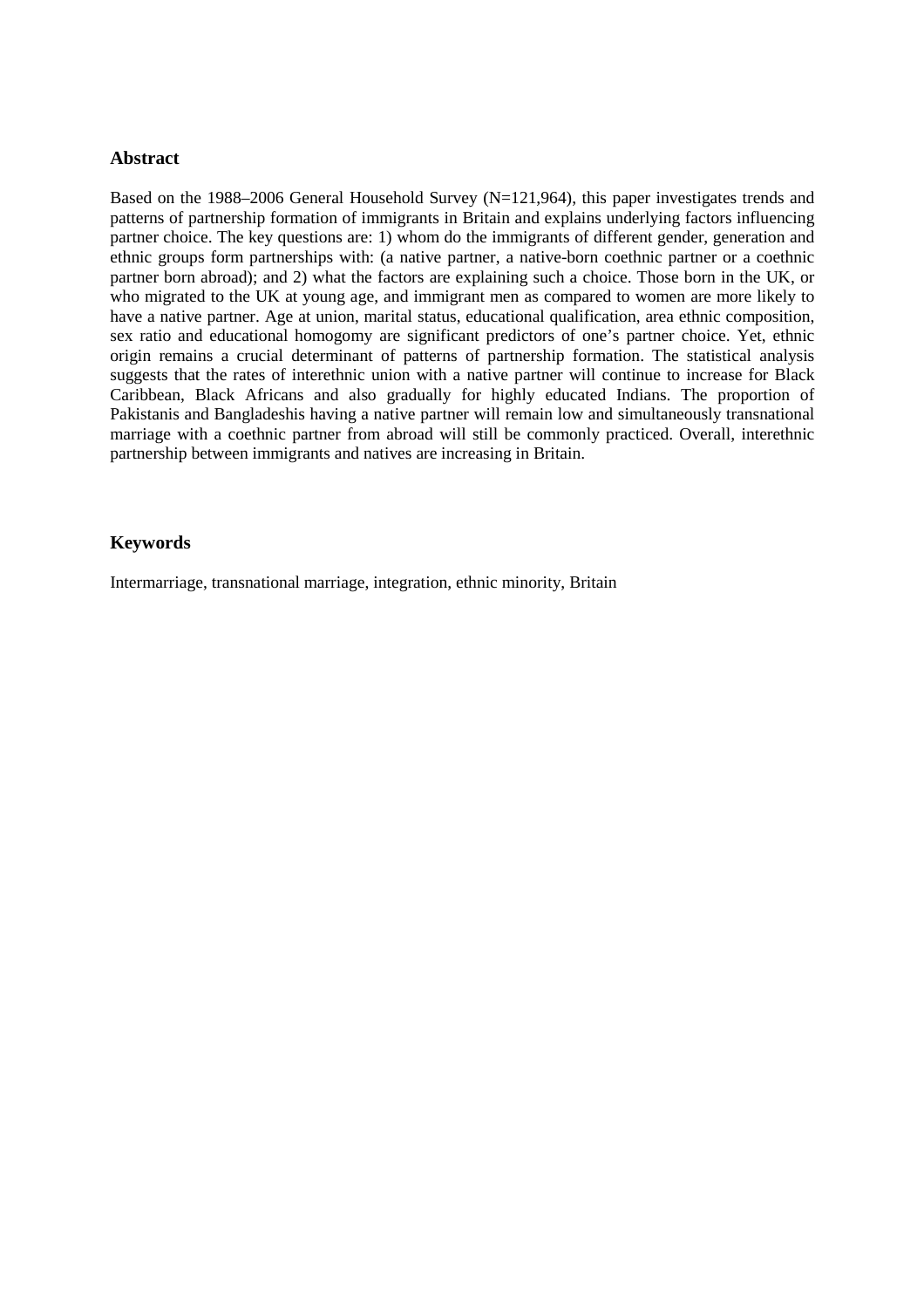## Abstract

Based on the 1988–2006 General Household Survey (N=121,964), this paper investigates trends and patterns of partnership formation of immigrants in Britain and explains underlying factors influencing partner choice. The key questions are: 1) whom do the immigrants of different gender, generation and ethnic groups form partnerships with: (a native partner, a native-born coethnic partner or a coethnic partner born abroad); and 2) what the factors are explaining such a choice. Those born in the UK, or who migrated to the UK at young age, and immigrant men as compared to women are more likely to have a native partner. Age at union, marital status, educational qualification, area ethnic composition, sex ratio and educational homogomy are significant predictors of one's partner choice. Yet, ethnic origin remains a crucial determinant of patterns of partnership formation. The statistical analysis suggests that the rates of interethnic union with a native partner will continue to increase for Black Caribbean, Black Africans and also gradually for highly educated Indians. The proportion of Pakistanis and Bangladeshis having a native partner will remain low and simultaneously transnational marriage with a coethnic partner from abroad will still be commonly practiced. Overall, interethnic partnership between immigrants and natives are increasing in Britain.

## Keywords

Intermarriage, transnational marriage, integration, ethnic minority, Britain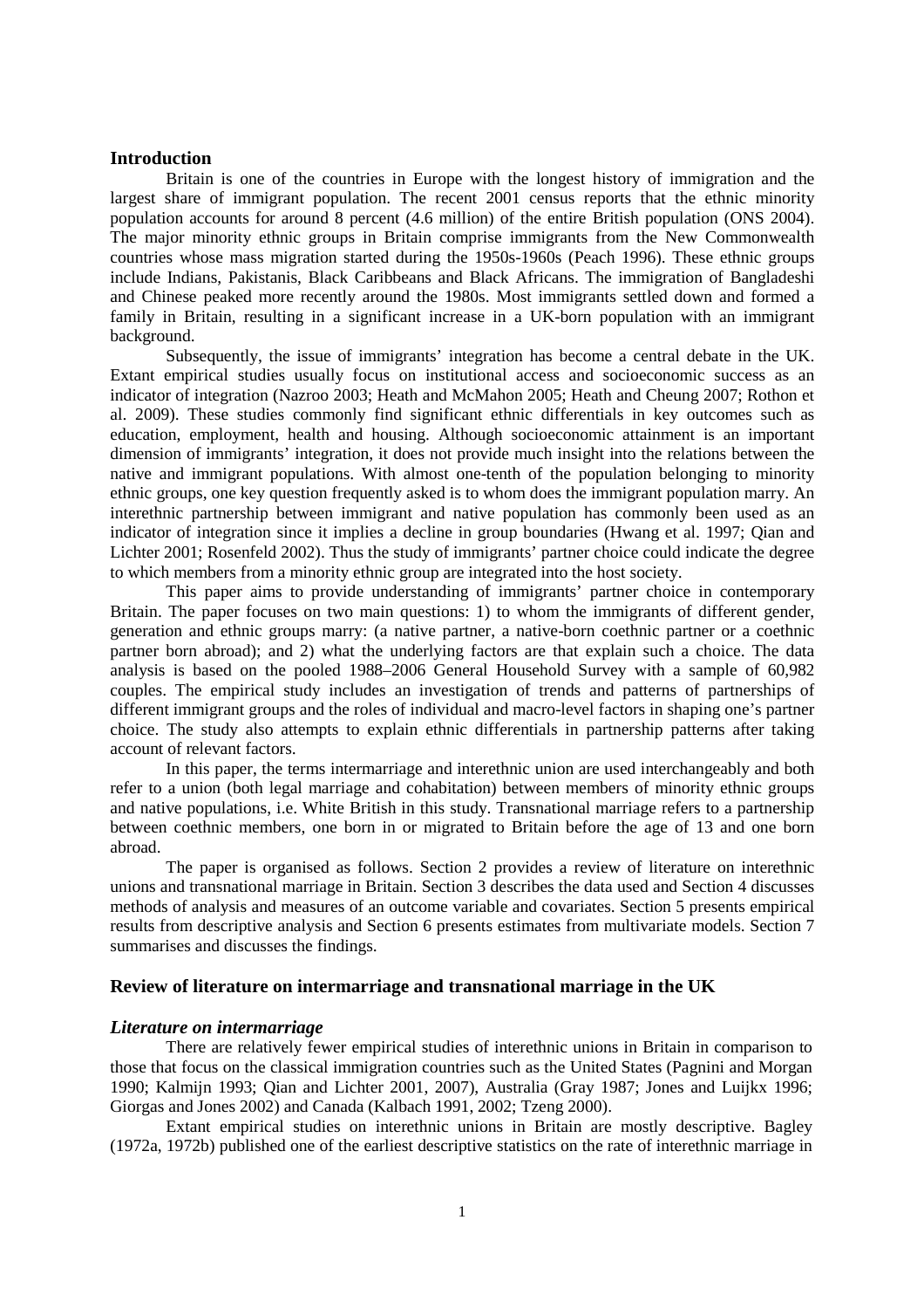## Introduction

Britain is one of the countries in Europe with the longest history of immigration and the largest share of immigrant population. The recent 2001 census reports that the ethnic minority population accounts for around 8 percent (4.6 million) of the entire British population (ONS 2004). The major minority ethnic groups in Britain comprise immigrants from the New Commonwealth countries whose mass migration started during the 1950s-1960s (Peach 1996). These ethnic groups include Indians, Pakistanis, Black Caribbeans and Black Africans. The immigration of Bangladeshi and Chinese peaked more recently around the 1980s. Most immigrants settled down and formed a family in Britain, resulting in a significant increase in a UK-born population with an immigrant background.

Subsequently, the issue of immigrants' integration has become a central debate in the UK. Extant empirical studies usually focus on institutional access and socioeconomic success as an indicator of integration (Nazroo 2003; Heath and McMahon 2005; Heath and Cheung 2007; Rothon et al. 2009). These studies commonly find significant ethnic differentials in key outcomes such as education, employment, health and housing. Although socioeconomic attainment is an important dimension of immigrants' integration, it does not provide much insight into the relations between the native and immigrant populations. With almost one-tenth of the population belonging to minority ethnic groups, one key question frequently asked is to whom does the immigrant population marry. An interethnic partnership between immigrant and native population has commonly been used as an indicator of integration since it implies a decline in group boundaries (Hwang et al. 1997; Qian and Lichter 2001; Rosenfeld 2002). Thus the study of immigrants' partner choice could indicate the degree to which members from a minority ethnic group are integrated into the host society.

This paper aims to provide understanding of immigrants' partner choice in contemporary Britain. The paper focuses on two main questions: 1) to whom the immigrants of different gender, generation and ethnic groups marry: (a native partner, a native-born coethnic partner or a coethnic partner born abroad); and 2) what the underlying factors are that explain such a choice. The data analysis is based on the pooled 1988–2006 General Household Survey with a sample of 60,982 couples. The empirical study includes an investigation of trends and patterns of partnerships of different immigrant groups and the roles of individual and macro-level factors in shaping one's partner choice. The study also attempts to explain ethnic differentials in partnership patterns after taking account of relevant factors.

In this paper, the terms intermarriage and interethnic union are used interchangeably and both refer to a union (both legal marriage and cohabitation) between members of minority ethnic groups and native populations, i.e. White British in this study. Transnational marriage refers to a partnership between coethnic members, one born in or migrated to Britain before the age of 13 and one born abroad.

The paper is organised as follows. Section 2 provides a review of literature on interethnic unions and transnational marriage in Britain. Section 3 describes the data used and Section 4 discusses methods of analysis and measures of an outcome variable and covariates. Section 5 presents empirical results from descriptive analysis and Section 6 presents estimates from multivariate models. Section 7 summarises and discusses the findings.

## Review of literature on intermarriage and transnational marriage in the UK

### *Literature on intermarriage*

There are relatively fewer empirical studies of interethnic unions in Britain in comparison to those that focus on the classical immigration countries such as the United States (Pagnini and Morgan 1990; Kalmijn 1993; Qian and Lichter 2001, 2007), Australia (Gray 1987; Jones and Luijkx 1996; Giorgas and Jones 2002) and Canada (Kalbach 1991, 2002; Tzeng 2000).

Extant empirical studies on interethnic unions in Britain are mostly descriptive. Bagley (1972a, 1972b) published one of the earliest descriptive statistics on the rate of interethnic marriage in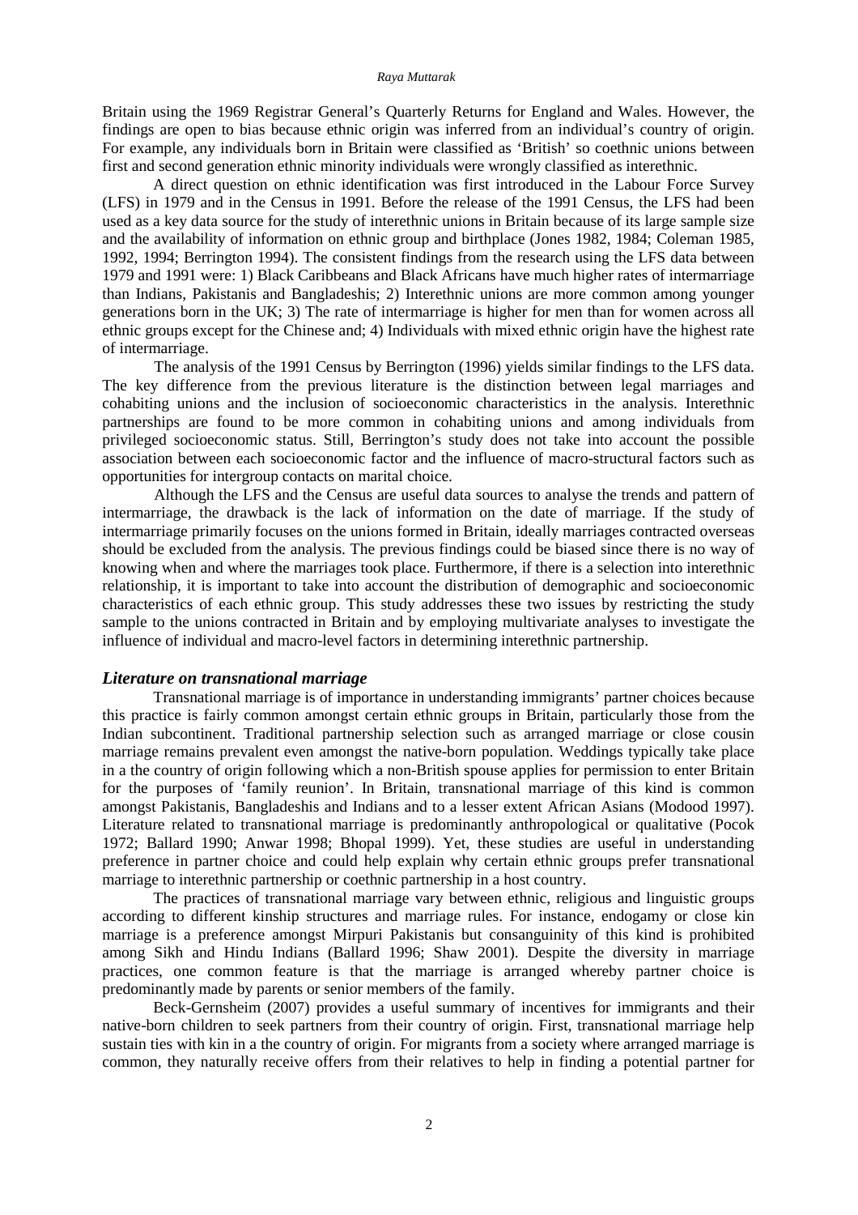Britain using the 1969 Registrar General's Quarterly Returns for England and Wales. However, the findings are open to bias because ethnic origin was inferred from an individual's country of origin. For example, any individuals born in Britain were classified as 'British' so coethnic unions between first and second generation ethnic minority individuals were wrongly classified as interethnic.

A direct question on ethnic identification was first introduced in the Labour Force Survey (LFS) in 1979 and in the Census in 1991. Before the release of the 1991 Census, the LFS had been used as a key data source for the study of interethnic unions in Britain because of its large sample size and the availability of information on ethnic group and birthplace (Jones 1982, 1984; Coleman 1985, 1992, 1994; Berrington 1994). The consistent findings from the research using the LFS data between 1979 and 1991 were: 1) Black Caribbeans and Black Africans have much higher rates of intermarriage than Indians, Pakistanis and Bangladeshis; 2) Interethnic unions are more common among younger generations born in the UK; 3) The rate of intermarriage is higher for men than for women across all ethnic groups except for the Chinese and; 4) Individuals with mixed ethnic origin have the highest rate of intermarriage.

The analysis of the 1991 Census by Berrington (1996) yields similar findings to the LFS data. The key difference from the previous literature is the distinction between legal marriages and cohabiting unions and the inclusion of socioeconomic characteristics in the analysis. Interethnic partnerships are found to be more common in cohabiting unions and among individuals from privileged socioeconomic status. Still, Berrington's study does not take into account the possible association between each socioeconomic factor and the influence of macro-structural factors such as opportunities for intergroup contacts on marital choice.

Although the LFS and the Census are useful data sources to analyse the trends and pattern of intermarriage, the drawback is the lack of information on the date of marriage. If the study of intermarriage primarily focuses on the unions formed in Britain, ideally marriages contracted overseas should be excluded from the analysis. The previous findings could be biased since there is no way of knowing when and where the marriages took place. Furthermore, if there is a selection into interethnic relationship, it is important to take into account the distribution of demographic and socioeconomic characteristics of each ethnic group. This study addresses these two issues by restricting the study sample to the unions contracted in Britain and by employing multivariate analyses to investigate the influence of individual and macro-level factors in determining interethnic partnership.

### *Literature on transnational marriage*

Transnational marriage is of importance in understanding immigrants' partner choices because this practice is fairly common amongst certain ethnic groups in Britain, particularly those from the Indian subcontinent. Traditional partnership selection such as arranged marriage or close cousin marriage remains prevalent even amongst the native-born population. Weddings typically take place in a the country of origin following which a non-British spouse applies for permission to enter Britain for the purposes of 'family reunion'. In Britain, transnational marriage of this kind is common amongst Pakistanis, Bangladeshis and Indians and to a lesser extent African Asians (Modood 1997). Literature related to transnational marriage is predominantly anthropological or qualitative (Pocok 1972; Ballard 1990; Anwar 1998; Bhopal 1999). Yet, these studies are useful in understanding preference in partner choice and could help explain why certain ethnic groups prefer transnational marriage to interethnic partnership or coethnic partnership in a host country.

The practices of transnational marriage vary between ethnic, religious and linguistic groups according to different kinship structures and marriage rules. For instance, endogamy or close kin marriage is a preference amongst Mirpuri Pakistanis but consanguinity of this kind is prohibited among Sikh and Hindu Indians (Ballard 1996; Shaw 2001). Despite the diversity in marriage practices, one common feature is that the marriage is arranged whereby partner choice is predominantly made by parents or senior members of the family.

Beck-Gernsheim (2007) provides a useful summary of incentives for immigrants and their native-born children to seek partners from their country of origin. First, transnational marriage help sustain ties with kin in a the country of origin. For migrants from a society where arranged marriage is common, they naturally receive offers from their relatives to help in finding a potential partner for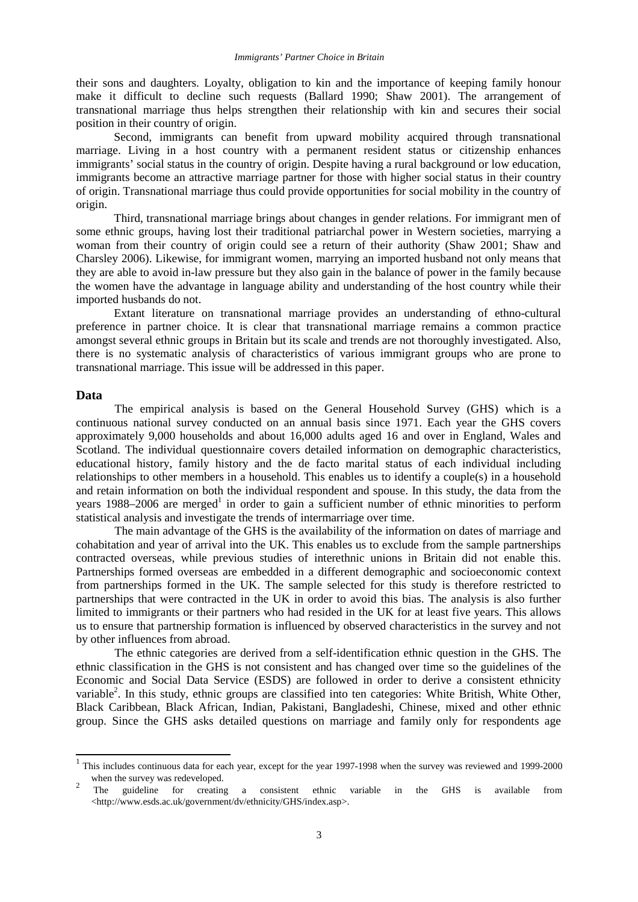their sons and daughters. Loyalty, obligation to kin and the importance of keeping family honour make it difficult to decline such requests (Ballard 1990; Shaw 2001). The arrangement of transnational marriage thus helps strengthen their relationship with kin and secures their social position in their country of origin.

Second, immigrants can benefit from upward mobility acquired through transnational marriage. Living in a host country with a permanent resident status or citizenship enhances immigrants' social status in the country of origin. Despite having a rural background or low education, immigrants become an attractive marriage partner for those with higher social status in their country of origin. Transnational marriage thus could provide opportunities for social mobility in the country of origin.

Third, transnational marriage brings about changes in gender relations. For immigrant men of some ethnic groups, having lost their traditional patriarchal power in Western societies, marrying a woman from their country of origin could see a return of their authority (Shaw 2001; Shaw and Charsley 2006). Likewise, for immigrant women, marrying an imported husband not only means that they are able to avoid in-law pressure but they also gain in the balance of power in the family because the women have the advantage in language ability and understanding of the host country while their imported husbands do not.

Extant literature on transnational marriage provides an understanding of ethno-cultural preference in partner choice. It is clear that transnational marriage remains a common practice amongst several ethnic groups in Britain but its scale and trends are not thoroughly investigated. Also, there is no systematic analysis of characteristics of various immigrant groups who are prone to transnational marriage. This issue will be addressed in this paper.

## Data

The empirical analysis is based on the General Household Survey (GHS) which is a continuous national survey conducted on an annual basis since 1971. Each year the GHS covers approximately 9,000 households and about 16,000 adults aged 16 and over in England, Wales and Scotland. The individual questionnaire covers detailed information on demographic characteristics, educational history, family history and the de facto marital status of each individual including relationships to other members in a household. This enables us to identify a couple(s) in a household and retain information on both the individual respondent and spouse. In this study, the data from the years 1988–2006 are merged[1] in order to gain a sufficient number of ethnic minorities to perform statistical analysis and investigate the trends of intermarriage over time.

The main advantage of the GHS is the availability of the information on dates of marriage and cohabitation and year of arrival into the UK. This enables us to exclude from the sample partnerships contracted overseas, while previous studies of interethnic unions in Britain did not enable this. Partnerships formed overseas are embedded in a different demographic and socioeconomic context from partnerships formed in the UK. The sample selected for this study is therefore restricted to partnerships that were contracted in the UK in order to avoid this bias. The analysis is also further limited to immigrants or their partners who had resided in the UK for at least five years. This allows us to ensure that partnership formation is influenced by observed characteristics in the survey and not by other influences from abroad.

The ethnic categories are derived from a self-identification ethnic question in the GHS. The ethnic classification in the GHS is not consistent and has changed over time so the guidelines of the Economic and Social Data Service (ESDS) are followed in order to derive a consistent ethnicity variable[2]. In this study, ethnic groups are classified into ten categories: White British, White Other, Black Caribbean, Black African, Indian, Pakistani, Bangladeshi, Chinese, mixed and other ethnic group. Since the GHS asks detailed questions on marriage and family only for respondents age

[1] This includes continuous data for each year, except for the year 1997-1998 when the survey was reviewed and 1999-2000 when the survey was redeveloped.

[2] The guideline for creating a consistent ethnic variable in the GHS is available from <http://www.esds.ac.uk/government/dv/ethnicity/GHS/index.asp>.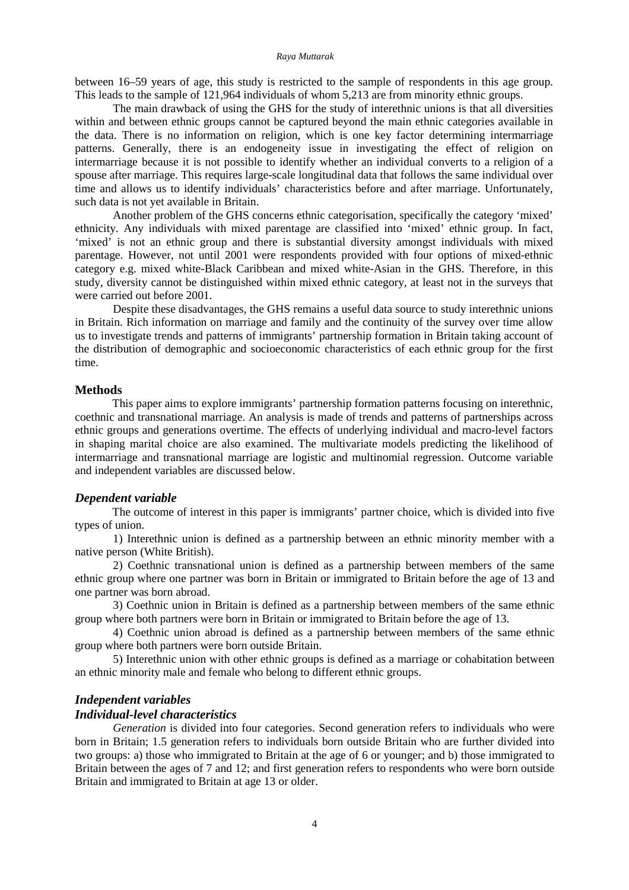between 16–59 years of age, this study is restricted to the sample of respondents in this age group. This leads to the sample of 121,964 individuals of whom 5,213 are from minority ethnic groups.

The main drawback of using the GHS for the study of interethnic unions is that all diversities within and between ethnic groups cannot be captured beyond the main ethnic categories available in the data. There is no information on religion, which is one key factor determining intermarriage patterns. Generally, there is an endogeneity issue in investigating the effect of religion on intermarriage because it is not possible to identify whether an individual converts to a religion of a spouse after marriage. This requires large-scale longitudinal data that follows the same individual over time and allows us to identify individuals' characteristics before and after marriage. Unfortunately, such data is not yet available in Britain.

Another problem of the GHS concerns ethnic categorisation, specifically the category 'mixed' ethnicity. Any individuals with mixed parentage are classified into 'mixed' ethnic group. In fact, 'mixed' is not an ethnic group and there is substantial diversity amongst individuals with mixed parentage. However, not until 2001 were respondents provided with four options of mixed-ethnic category e.g. mixed white-Black Caribbean and mixed white-Asian in the GHS. Therefore, in this study, diversity cannot be distinguished within mixed ethnic category, at least not in the surveys that were carried out before 2001.

Despite these disadvantages, the GHS remains a useful data source to study interethnic unions in Britain. Rich information on marriage and family and the continuity of the survey over time allow us to investigate trends and patterns of immigrants' partnership formation in Britain taking account of the distribution of demographic and socioeconomic characteristics of each ethnic group for the first time.

## Methods

This paper aims to explore immigrants' partnership formation patterns focusing on interethnic, coethnic and transnational marriage. An analysis is made of trends and patterns of partnerships across ethnic groups and generations overtime. The effects of underlying individual and macro-level factors in shaping marital choice are also examined. The multivariate models predicting the likelihood of intermarriage and transnational marriage are logistic and multinomial regression. Outcome variable and independent variables are discussed below.

### *Dependent variable*

The outcome of interest in this paper is immigrants' partner choice, which is divided into five types of union.

1) Interethnic union is defined as a partnership between an ethnic minority member with a native person (White British).

2) Coethnic transnational union is defined as a partnership between members of the same ethnic group where one partner was born in Britain or immigrated to Britain before the age of 13 and one partner was born abroad.

3) Coethnic union in Britain is defined as a partnership between members of the same ethnic group where both partners were born in Britain or immigrated to Britain before the age of 13.

4) Coethnic union abroad is defined as a partnership between members of the same ethnic group where both partners were born outside Britain.

5) Interethnic union with other ethnic groups is defined as a marriage or cohabitation between an ethnic minority male and female who belong to different ethnic groups.

### *Independent variables*

#### *Individual-level characteristics*

*Generation* is divided into four categories. Second generation refers to individuals who were born in Britain; 1.5 generation refers to individuals born outside Britain who are further divided into two groups: a) those who immigrated to Britain at the age of 6 or younger; and b) those immigrated to Britain between the ages of 7 and 12; and first generation refers to respondents who were born outside Britain and immigrated to Britain at age 13 or older.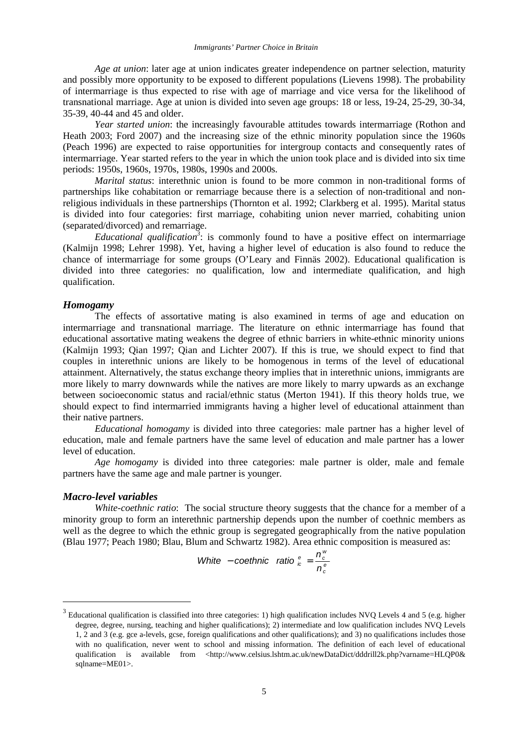*Age at union*: later age at union indicates greater independence on partner selection, maturity and possibly more opportunity to be exposed to different populations (Lievens 1998). The probability of intermarriage is thus expected to rise with age of marriage and vice versa for the likelihood of transnational marriage. Age at union is divided into seven age groups: 18 or less, 19-24, 25-29, 30-34, 35-39, 40-44 and 45 and older.

*Year started union*: the increasingly favourable attitudes towards intermarriage (Rothon and Heath 2003; Ford 2007) and the increasing size of the ethnic minority population since the 1960s (Peach 1996) are expected to raise opportunities for intergroup contacts and consequently rates of intermarriage. Year started refers to the year in which the union took place and is divided into six time periods: 1950s, 1960s, 1970s, 1980s, 1990s and 2000s.

*Marital status*: interethnic union is found to be more common in non-traditional forms of partnerships like cohabitation or remarriage because there is a selection of non-traditional and non-religious individuals in these partnerships (Thornton et al. 1992; Clarkberg et al. 1995). Marital status is divided into four categories: first marriage, cohabiting union never married, cohabiting union (separated/divorced) and remarriage.

*Educational qualification*[3]: is commonly found to have a positive effect on intermarriage (Kalmijn 1998; Lehrer 1998). Yet, having a higher level of education is also found to reduce the chance of intermarriage for some groups (O'Leary and Finnäs 2002). Educational qualification is divided into three categories: no qualification, low and intermediate qualification, and high qualification.

### *Homogamy*

The effects of assortative mating is also examined in terms of age and education on intermarriage and transnational marriage. The literature on ethnic intermarriage has found that educational assortative mating weakens the degree of ethnic barriers in white-ethnic minority unions (Kalmijn 1993; Qian 1997; Qian and Lichter 2007). If this is true, we should expect to find that couples in interethnic unions are likely to be homogenous in terms of the level of educational attainment. Alternatively, the status exchange theory implies that in interethnic unions, immigrants are more likely to marry downwards while the natives are more likely to marry upwards as an exchange between socioeconomic status and racial/ethnic status (Merton 1941). If this theory holds true, we should expect to find intermarried immigrants having a higher level of educational attainment than their native partners.

*Educational homogamy* is divided into three categories: male partner has a higher level of education, male and female partners have the same level of education and male partner has a lower level of education.

*Age homogamy* is divided into three categories: male partner is older, male and female partners have the same age and male partner is younger.

### *Macro-level variables*

*White-coethnic ratio*: The social structure theory suggests that the chance for a member of a minority group to form an interethnic partnership depends upon the number of coethnic members as well as the degree to which the ethnic group is segregated geographically from the native population (Blau 1977; Peach 1980; Blau, Blum and Schwartz 1982). Area ethnic composition is measured as:

$$White-coethnic\ \ ratio_{ic}^{e} = \frac{n_c^w}{n_c^e}$$

[3] Educational qualification is classified into three categories: 1) high qualification includes NVQ Levels 4 and 5 (e.g. higher degree, degree, nursing, teaching and higher qualifications); 2) intermediate and low qualification includes NVQ Levels 1, 2 and 3 (e.g. gce a-levels, gcse, foreign qualifications and other qualifications); and 3) no qualifications includes those with no qualification, never went to school and missing information. The definition of each level of educational qualification is available from <http://www.celsius.lshtm.ac.uk/newDataDict/dddrill2k.php?varname=HLQP0&sqlname=ME01>.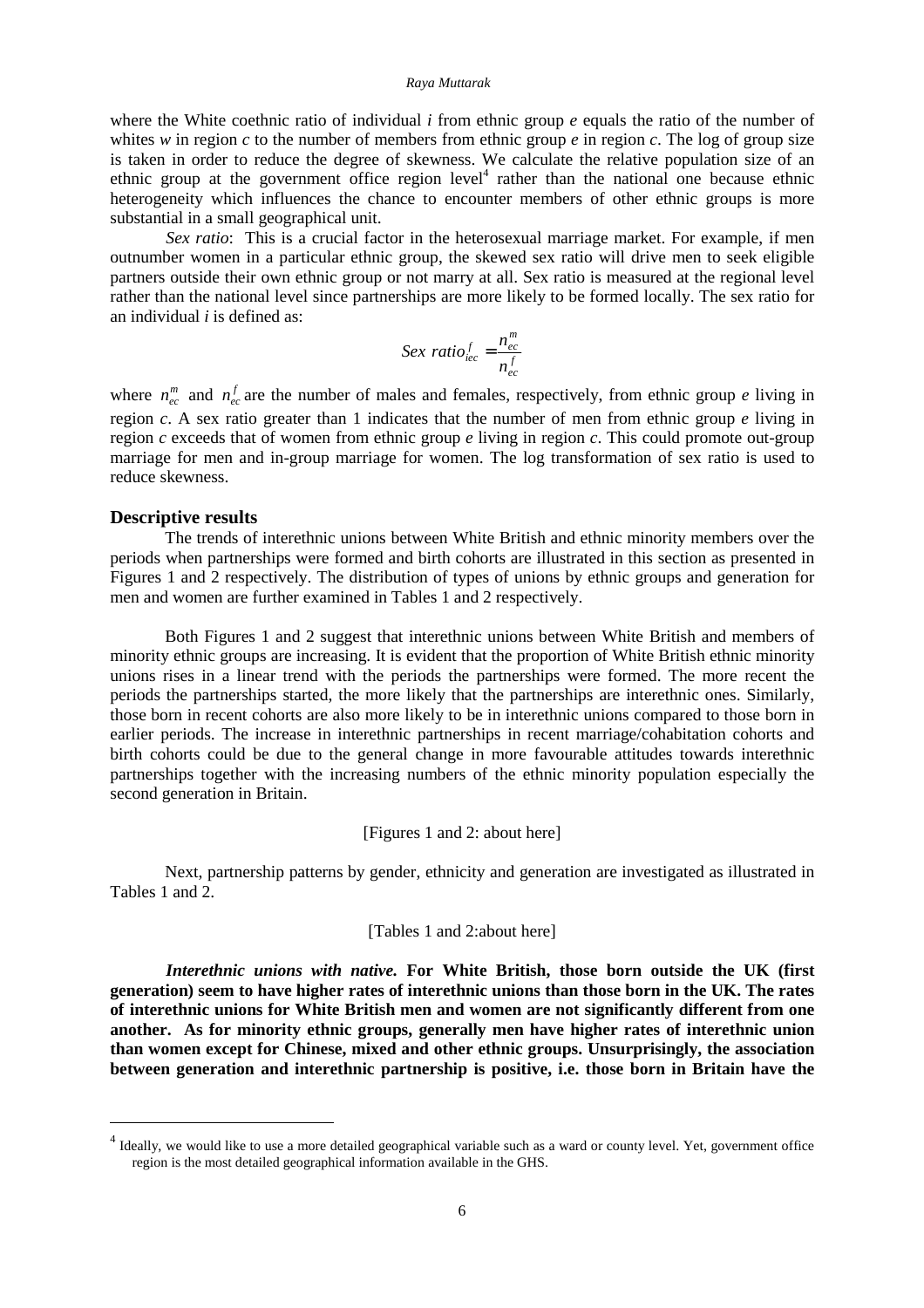where the White coethnic ratio of individual $i$ from ethnic group $e$ equals the ratio of the number of whites $w$ in region $c$ to the number of members from ethnic group $e$ in region $c$. The log of group size is taken in order to reduce the degree of skewness. We calculate the relative population size of an ethnic group at the government office region level[4] rather than the national one because ethnic heterogeneity which influences the chance to encounter members of other ethnic groups is more substantial in a small geographical unit.

*Sex ratio*: This is a crucial factor in the heterosexual marriage market. For example, if men outnumber women in a particular ethnic group, the skewed sex ratio will drive men to seek eligible partners outside their own ethnic group or not marry at all. Sex ratio is measured at the regional level rather than the national level since partnerships are more likely to be formed locally. The sex ratio for an individual $i$ is defined as:

$$Sex\ ratio_{iec}^{f} = \frac{n_{ec}^{m}}{n_{ec}^{f}}$$

where $n_{ec}^{m}$ and $n_{ec}^{f}$ are the number of males and females, respectively, from ethnic group $e$ living in region $c$. A sex ratio greater than 1 indicates that the number of men from ethnic group $e$ living in region $c$ exceeds that of women from ethnic group $e$ living in region $c$. This could promote out-group marriage for men and in-group marriage for women. The log transformation of sex ratio is used to reduce skewness.

## Descriptive results

The trends of interethnic unions between White British and ethnic minority members over the periods when partnerships were formed and birth cohorts are illustrated in this section as presented in Figures 1 and 2 respectively. The distribution of types of unions by ethnic groups and generation for men and women are further examined in Tables 1 and 2 respectively.

Both Figures 1 and 2 suggest that interethnic unions between White British and members of minority ethnic groups are increasing. It is evident that the proportion of White British ethnic minority unions rises in a linear trend with the periods the partnerships were formed. The more recent the periods the partnerships started, the more likely that the partnerships are interethnic ones. Similarly, those born in recent cohorts are also more likely to be in interethnic unions compared to those born in earlier periods. The increase in interethnic partnerships in recent marriage/cohabitation cohorts and birth cohorts could be due to the general change in more favourable attitudes towards interethnic partnerships together with the increasing numbers of the ethnic minority population especially the second generation in Britain.

[Figures 1 and 2: about here]

Next, partnership patterns by gender, ethnicity and generation are investigated as illustrated in Tables 1 and 2.

[Tables 1 and 2:about here]

***Interethnic unions with native.*** **For White British, those born outside the UK (first generation) seem to have higher rates of interethnic unions than those born in the UK. The rates of interethnic unions for White British men and women are not significantly different from one another. As for minority ethnic groups, generally men have higher rates of interethnic union than women except for Chinese, mixed and other ethnic groups. Unsurprisingly, the association between generation and interethnic partnership is positive, i.e. those born in Britain have the**

[4] Ideally, we would like to use a more detailed geographical variable such as a ward or county level. Yet, government office region is the most detailed geographical information available in the GHS.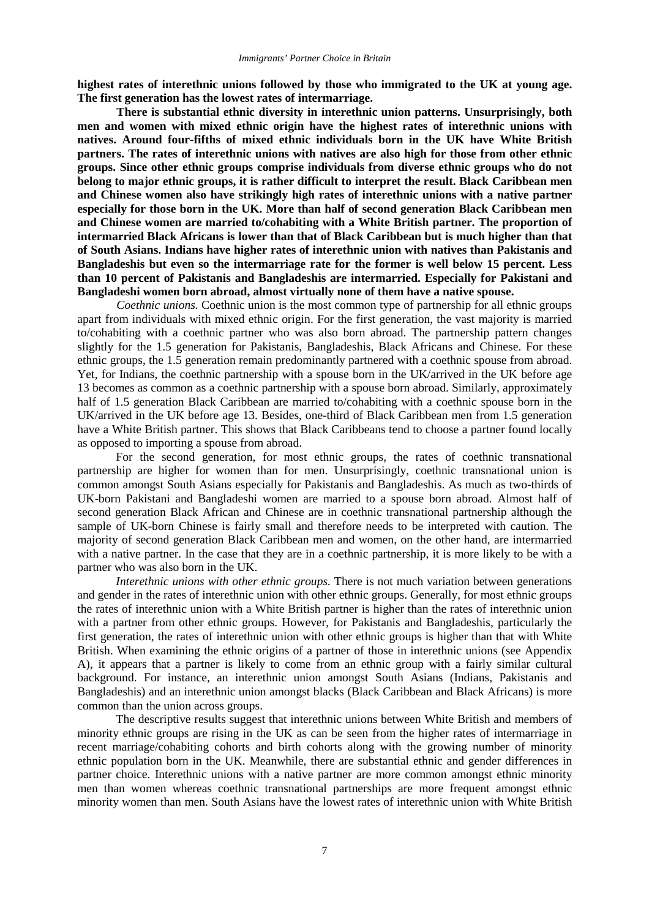**highest rates of interethnic unions followed by those who immigrated to the UK at young age. The first generation has the lowest rates of intermarriage.**

**There is substantial ethnic diversity in interethnic union patterns. Unsurprisingly, both men and women with mixed ethnic origin have the highest rates of interethnic unions with natives. Around four-fifths of mixed ethnic individuals born in the UK have White British partners. The rates of interethnic unions with natives are also high for those from other ethnic groups. Since other ethnic groups comprise individuals from diverse ethnic groups who do not belong to major ethnic groups, it is rather difficult to interpret the result. Black Caribbean men and Chinese women also have strikingly high rates of interethnic unions with a native partner especially for those born in the UK. More than half of second generation Black Caribbean men and Chinese women are married to/cohabiting with a White British partner. The proportion of intermarried Black Africans is lower than that of Black Caribbean but is much higher than that of South Asians. Indians have higher rates of interethnic union with natives than Pakistanis and Bangladeshis but even so the intermarriage rate for the former is well below 15 percent. Less than 10 percent of Pakistanis and Bangladeshis are intermarried. Especially for Pakistani and Bangladeshi women born abroad, almost virtually none of them have a native spouse.**

*Coethnic unions.* Coethnic union is the most common type of partnership for all ethnic groups apart from individuals with mixed ethnic origin. For the first generation, the vast majority is married to/cohabiting with a coethnic partner who was also born abroad. The partnership pattern changes slightly for the 1.5 generation for Pakistanis, Bangladeshis, Black Africans and Chinese. For these ethnic groups, the 1.5 generation remain predominantly partnered with a coethnic spouse from abroad. Yet, for Indians, the coethnic partnership with a spouse born in the UK/arrived in the UK before age 13 becomes as common as a coethnic partnership with a spouse born abroad. Similarly, approximately half of 1.5 generation Black Caribbean are married to/cohabiting with a coethnic spouse born in the UK/arrived in the UK before age 13. Besides, one-third of Black Caribbean men from 1.5 generation have a White British partner. This shows that Black Caribbeans tend to choose a partner found locally as opposed to importing a spouse from abroad.

For the second generation, for most ethnic groups, the rates of coethnic transnational partnership are higher for women than for men. Unsurprisingly, coethnic transnational union is common amongst South Asians especially for Pakistanis and Bangladeshis. As much as two-thirds of UK-born Pakistani and Bangladeshi women are married to a spouse born abroad. Almost half of second generation Black African and Chinese are in coethnic transnational partnership although the sample of UK-born Chinese is fairly small and therefore needs to be interpreted with caution. The majority of second generation Black Caribbean men and women, on the other hand, are intermarried with a native partner. In the case that they are in a coethnic partnership, it is more likely to be with a partner who was also born in the UK.

*Interethnic unions with other ethnic groups.* There is not much variation between generations and gender in the rates of interethnic union with other ethnic groups. Generally, for most ethnic groups the rates of interethnic union with a White British partner is higher than the rates of interethnic union with a partner from other ethnic groups. However, for Pakistanis and Bangladeshis, particularly the first generation, the rates of interethnic union with other ethnic groups is higher than that with White British. When examining the ethnic origins of a partner of those in interethnic unions (see Appendix A), it appears that a partner is likely to come from an ethnic group with a fairly similar cultural background. For instance, an interethnic union amongst South Asians (Indians, Pakistanis and Bangladeshis) and an interethnic union amongst blacks (Black Caribbean and Black Africans) is more common than the union across groups.

The descriptive results suggest that interethnic unions between White British and members of minority ethnic groups are rising in the UK as can be seen from the higher rates of intermarriage in recent marriage/cohabiting cohorts and birth cohorts along with the growing number of minority ethnic population born in the UK. Meanwhile, there are substantial ethnic and gender differences in partner choice. Interethnic unions with a native partner are more common amongst ethnic minority men than women whereas coethnic transnational partnerships are more frequent amongst ethnic minority women than men. South Asians have the lowest rates of interethnic union with White British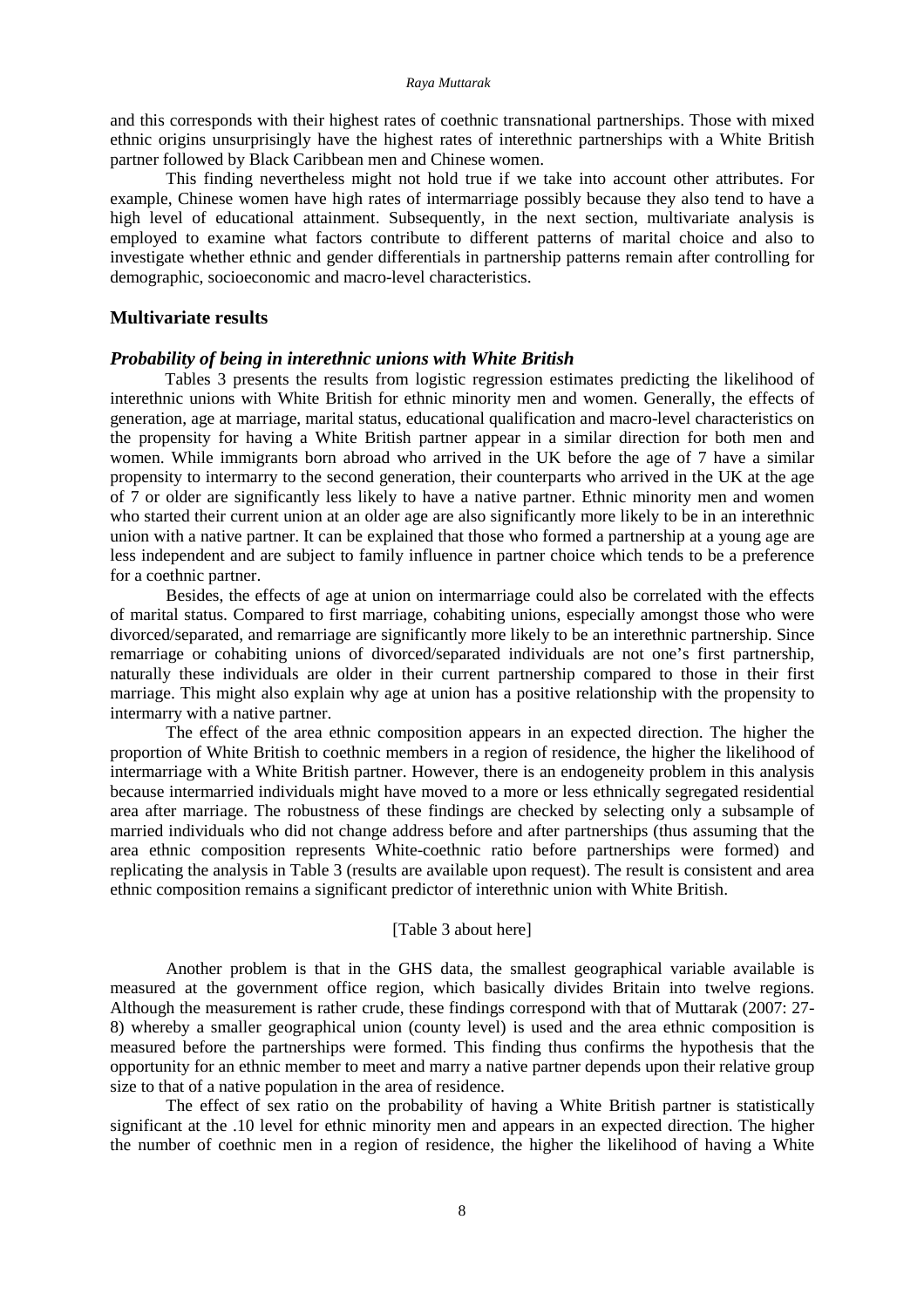and this corresponds with their highest rates of coethnic transnational partnerships. Those with mixed ethnic origins unsurprisingly have the highest rates of interethnic partnerships with a White British partner followed by Black Caribbean men and Chinese women.

This finding nevertheless might not hold true if we take into account other attributes. For example, Chinese women have high rates of intermarriage possibly because they also tend to have a high level of educational attainment. Subsequently, in the next section, multivariate analysis is employed to examine what factors contribute to different patterns of marital choice and also to investigate whether ethnic and gender differentials in partnership patterns remain after controlling for demographic, socioeconomic and macro-level characteristics.

## Multivariate results

### *Probability of being in interethnic unions with White British*

Tables 3 presents the results from logistic regression estimates predicting the likelihood of interethnic unions with White British for ethnic minority men and women. Generally, the effects of generation, age at marriage, marital status, educational qualification and macro-level characteristics on the propensity for having a White British partner appear in a similar direction for both men and women. While immigrants born abroad who arrived in the UK before the age of 7 have a similar propensity to intermarry to the second generation, their counterparts who arrived in the UK at the age of 7 or older are significantly less likely to have a native partner. Ethnic minority men and women who started their current union at an older age are also significantly more likely to be in an interethnic union with a native partner. It can be explained that those who formed a partnership at a young age are less independent and are subject to family influence in partner choice which tends to be a preference for a coethnic partner.

Besides, the effects of age at union on intermarriage could also be correlated with the effects of marital status. Compared to first marriage, cohabiting unions, especially amongst those who were divorced/separated, and remarriage are significantly more likely to be an interethnic partnership. Since remarriage or cohabiting unions of divorced/separated individuals are not one's first partnership, naturally these individuals are older in their current partnership compared to those in their first marriage. This might also explain why age at union has a positive relationship with the propensity to intermarry with a native partner.

The effect of the area ethnic composition appears in an expected direction. The higher the proportion of White British to coethnic members in a region of residence, the higher the likelihood of intermarriage with a White British partner. However, there is an endogeneity problem in this analysis because intermarried individuals might have moved to a more or less ethnically segregated residential area after marriage. The robustness of these findings are checked by selecting only a subsample of married individuals who did not change address before and after partnerships (thus assuming that the area ethnic composition represents White-coethnic ratio before partnerships were formed) and replicating the analysis in Table 3 (results are available upon request). The result is consistent and area ethnic composition remains a significant predictor of interethnic union with White British.

[Table 3 about here]

Another problem is that in the GHS data, the smallest geographical variable available is measured at the government office region, which basically divides Britain into twelve regions. Although the measurement is rather crude, these findings correspond with that of Muttarak (2007: 27-8) whereby a smaller geographical union (county level) is used and the area ethnic composition is measured before the partnerships were formed. This finding thus confirms the hypothesis that the opportunity for an ethnic member to meet and marry a native partner depends upon their relative group size to that of a native population in the area of residence.

The effect of sex ratio on the probability of having a White British partner is statistically significant at the .10 level for ethnic minority men and appears in an expected direction. The higher the number of coethnic men in a region of residence, the higher the likelihood of having a White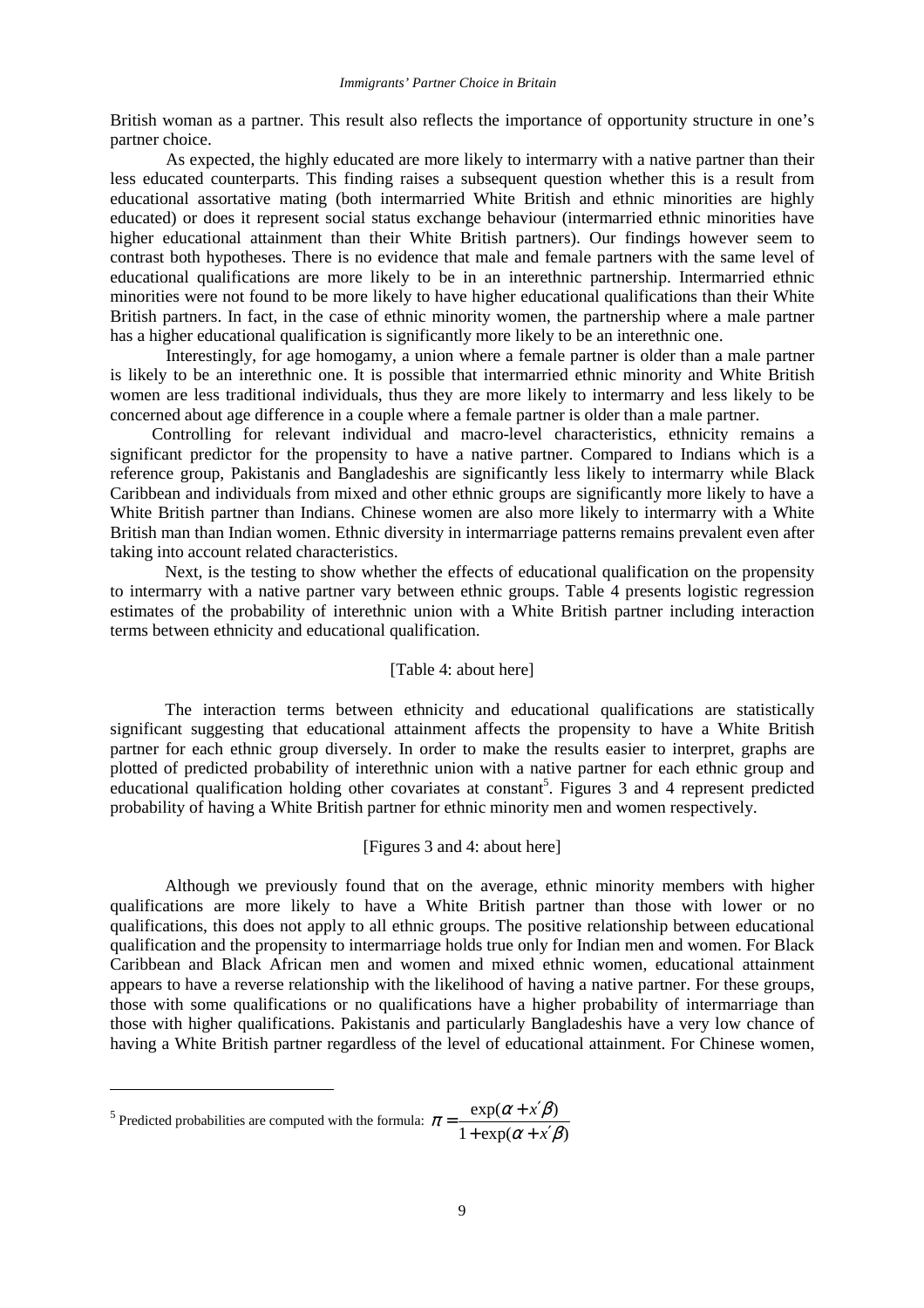British woman as a partner. This result also reflects the importance of opportunity structure in one's partner choice.

As expected, the highly educated are more likely to intermarry with a native partner than their less educated counterparts. This finding raises a subsequent question whether this is a result from educational assortative mating (both intermarried White British and ethnic minorities are highly educated) or does it represent social status exchange behaviour (intermarried ethnic minorities have higher educational attainment than their White British partners). Our findings however seem to contrast both hypotheses. There is no evidence that male and female partners with the same level of educational qualifications are more likely to be in an interethnic partnership. Intermarried ethnic minorities were not found to be more likely to have higher educational qualifications than their White British partners. In fact, in the case of ethnic minority women, the partnership where a male partner has a higher educational qualification is significantly more likely to be an interethnic one.

Interestingly, for age homogamy, a union where a female partner is older than a male partner is likely to be an interethnic one. It is possible that intermarried ethnic minority and White British women are less traditional individuals, thus they are more likely to intermarry and less likely to be concerned about age difference in a couple where a female partner is older than a male partner.

Controlling for relevant individual and macro-level characteristics, ethnicity remains a significant predictor for the propensity to have a native partner. Compared to Indians which is a reference group, Pakistanis and Bangladeshis are significantly less likely to intermarry while Black Caribbean and individuals from mixed and other ethnic groups are significantly more likely to have a White British partner than Indians. Chinese women are also more likely to intermarry with a White British man than Indian women. Ethnic diversity in intermarriage patterns remains prevalent even after taking into account related characteristics.

Next, is the testing to show whether the effects of educational qualification on the propensity to intermarry with a native partner vary between ethnic groups. Table 4 presents logistic regression estimates of the probability of interethnic union with a White British partner including interaction terms between ethnicity and educational qualification.

[Table 4: about here]

The interaction terms between ethnicity and educational qualifications are statistically significant suggesting that educational attainment affects the propensity to have a White British partner for each ethnic group diversely. In order to make the results easier to interpret, graphs are plotted of predicted probability of interethnic union with a native partner for each ethnic group and educational qualification holding other covariates at constant[5]. Figures 3 and 4 represent predicted probability of having a White British partner for ethnic minority men and women respectively.

[Figures 3 and 4: about here]

Although we previously found that on the average, ethnic minority members with higher qualifications are more likely to have a White British partner than those with lower or no qualifications, this does not apply to all ethnic groups. The positive relationship between educational qualification and the propensity to intermarriage holds true only for Indian men and women. For Black Caribbean and Black African men and women and mixed ethnic women, educational attainment appears to have a reverse relationship with the likelihood of having a native partner. For these groups, those with some qualifications or no qualifications have a higher probability of intermarriage than those with higher qualifications. Pakistanis and particularly Bangladeshis have a very low chance of having a White British partner regardless of the level of educational attainment. For Chinese women,

---

[5] Predicted probabilities are computed with the formula: $\pi = \dfrac{\exp(\alpha + x'\beta)}{1 + \exp(\alpha + x'\beta)}$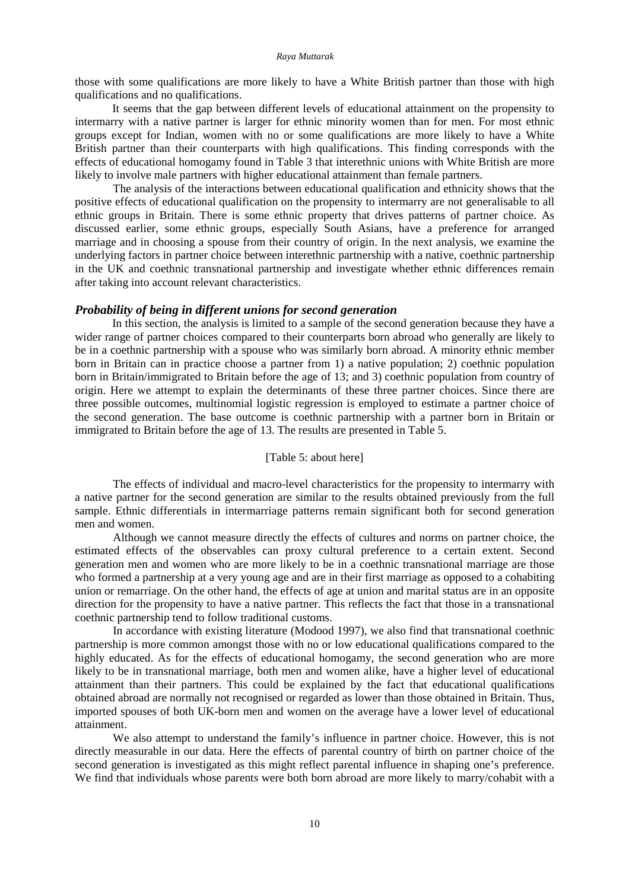those with some qualifications are more likely to have a White British partner than those with high qualifications and no qualifications.

It seems that the gap between different levels of educational attainment on the propensity to intermarry with a native partner is larger for ethnic minority women than for men. For most ethnic groups except for Indian, women with no or some qualifications are more likely to have a White British partner than their counterparts with high qualifications. This finding corresponds with the effects of educational homogamy found in Table 3 that interethnic unions with White British are more likely to involve male partners with higher educational attainment than female partners.

The analysis of the interactions between educational qualification and ethnicity shows that the positive effects of educational qualification on the propensity to intermarry are not generalisable to all ethnic groups in Britain. There is some ethnic property that drives patterns of partner choice. As discussed earlier, some ethnic groups, especially South Asians, have a preference for arranged marriage and in choosing a spouse from their country of origin. In the next analysis, we examine the underlying factors in partner choice between interethnic partnership with a native, coethnic partnership in the UK and coethnic transnational partnership and investigate whether ethnic differences remain after taking into account relevant characteristics.

### *Probability of being in different unions for second generation*

In this section, the analysis is limited to a sample of the second generation because they have a wider range of partner choices compared to their counterparts born abroad who generally are likely to be in a coethnic partnership with a spouse who was similarly born abroad. A minority ethnic member born in Britain can in practice choose a partner from 1) a native population; 2) coethnic population born in Britain/immigrated to Britain before the age of 13; and 3) coethnic population from country of origin. Here we attempt to explain the determinants of these three partner choices. Since there are three possible outcomes, multinomial logistic regression is employed to estimate a partner choice of the second generation. The base outcome is coethnic partnership with a partner born in Britain or immigrated to Britain before the age of 13. The results are presented in Table 5.

[Table 5: about here]

The effects of individual and macro-level characteristics for the propensity to intermarry with a native partner for the second generation are similar to the results obtained previously from the full sample. Ethnic differentials in intermarriage patterns remain significant both for second generation men and women.

Although we cannot measure directly the effects of cultures and norms on partner choice, the estimated effects of the observables can proxy cultural preference to a certain extent. Second generation men and women who are more likely to be in a coethnic transnational marriage are those who formed a partnership at a very young age and are in their first marriage as opposed to a cohabiting union or remarriage. On the other hand, the effects of age at union and marital status are in an opposite direction for the propensity to have a native partner. This reflects the fact that those in a transnational coethnic partnership tend to follow traditional customs.

In accordance with existing literature (Modood 1997), we also find that transnational coethnic partnership is more common amongst those with no or low educational qualifications compared to the highly educated. As for the effects of educational homogamy, the second generation who are more likely to be in transnational marriage, both men and women alike, have a higher level of educational attainment than their partners. This could be explained by the fact that educational qualifications obtained abroad are normally not recognised or regarded as lower than those obtained in Britain. Thus, imported spouses of both UK-born men and women on the average have a lower level of educational attainment.

We also attempt to understand the family's influence in partner choice. However, this is not directly measurable in our data. Here the effects of parental country of birth on partner choice of the second generation is investigated as this might reflect parental influence in shaping one's preference. We find that individuals whose parents were both born abroad are more likely to marry/cohabit with a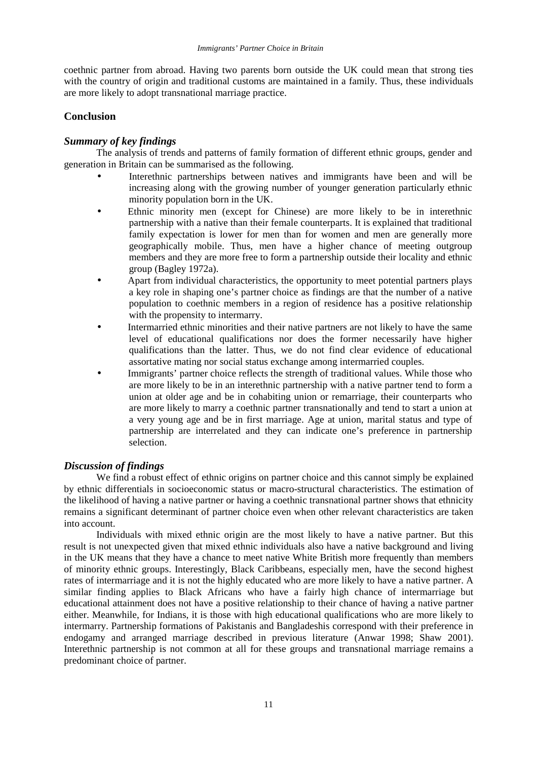coethnic partner from abroad. Having two parents born outside the UK could mean that strong ties with the country of origin and traditional customs are maintained in a family. Thus, these individuals are more likely to adopt transnational marriage practice.

## Conclusion

### *Summary of key findings*

The analysis of trends and patterns of family formation of different ethnic groups, gender and generation in Britain can be summarised as the following.

- Interethnic partnerships between natives and immigrants have been and will be increasing along with the growing number of younger generation particularly ethnic minority population born in the UK.
- Ethnic minority men (except for Chinese) are more likely to be in interethnic partnership with a native than their female counterparts. It is explained that traditional family expectation is lower for men than for women and men are generally more geographically mobile. Thus, men have a higher chance of meeting outgroup members and they are more free to form a partnership outside their locality and ethnic group (Bagley 1972a).
- Apart from individual characteristics, the opportunity to meet potential partners plays a key role in shaping one's partner choice as findings are that the number of a native population to coethnic members in a region of residence has a positive relationship with the propensity to intermarry.
- Intermarried ethnic minorities and their native partners are not likely to have the same level of educational qualifications nor does the former necessarily have higher qualifications than the latter. Thus, we do not find clear evidence of educational assortative mating nor social status exchange among intermarried couples.
- Immigrants' partner choice reflects the strength of traditional values. While those who are more likely to be in an interethnic partnership with a native partner tend to form a union at older age and be in cohabiting union or remarriage, their counterparts who are more likely to marry a coethnic partner transnationally and tend to start a union at a very young age and be in first marriage. Age at union, marital status and type of partnership are interrelated and they can indicate one's preference in partnership selection.

### *Discussion of findings*

We find a robust effect of ethnic origins on partner choice and this cannot simply be explained by ethnic differentials in socioeconomic status or macro-structural characteristics. The estimation of the likelihood of having a native partner or having a coethnic transnational partner shows that ethnicity remains a significant determinant of partner choice even when other relevant characteristics are taken into account.

Individuals with mixed ethnic origin are the most likely to have a native partner. But this result is not unexpected given that mixed ethnic individuals also have a native background and living in the UK means that they have a chance to meet native White British more frequently than members of minority ethnic groups. Interestingly, Black Caribbeans, especially men, have the second highest rates of intermarriage and it is not the highly educated who are more likely to have a native partner. A similar finding applies to Black Africans who have a fairly high chance of intermarriage but educational attainment does not have a positive relationship to their chance of having a native partner either. Meanwhile, for Indians, it is those with high educational qualifications who are more likely to intermarry. Partnership formations of Pakistanis and Bangladeshis correspond with their preference in endogamy and arranged marriage described in previous literature (Anwar 1998; Shaw 2001). Interethnic partnership is not common at all for these groups and transnational marriage remains a predominant choice of partner.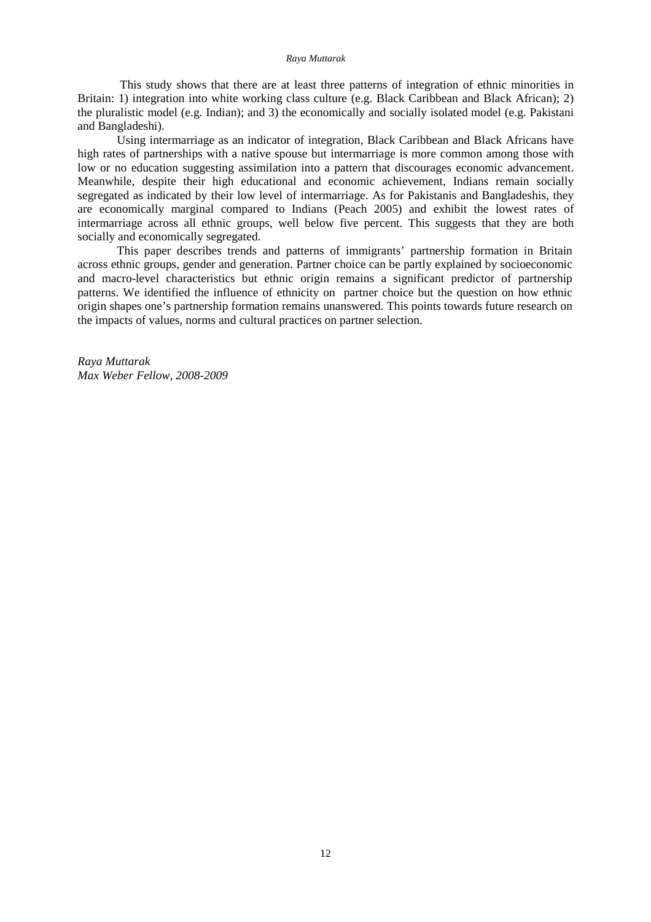This study shows that there are at least three patterns of integration of ethnic minorities in Britain: 1) integration into white working class culture (e.g. Black Caribbean and Black African); 2) the pluralistic model (e.g. Indian); and 3) the economically and socially isolated model (e.g. Pakistani and Bangladeshi).

Using intermarriage as an indicator of integration, Black Caribbean and Black Africans have high rates of partnerships with a native spouse but intermarriage is more common among those with low or no education suggesting assimilation into a pattern that discourages economic advancement. Meanwhile, despite their high educational and economic achievement, Indians remain socially segregated as indicated by their low level of intermarriage. As for Pakistanis and Bangladeshis, they are economically marginal compared to Indians (Peach 2005) and exhibit the lowest rates of intermarriage across all ethnic groups, well below five percent. This suggests that they are both socially and economically segregated.

This paper describes trends and patterns of immigrants' partnership formation in Britain across ethnic groups, gender and generation. Partner choice can be partly explained by socioeconomic and macro-level characteristics but ethnic origin remains a significant predictor of partnership patterns. We identified the influence of ethnicity on partner choice but the question on how ethnic origin shapes one's partnership formation remains unanswered. This points towards future research on the impacts of values, norms and cultural practices on partner selection.

*Raya Muttarak*
*Max Weber Fellow, 2008-2009*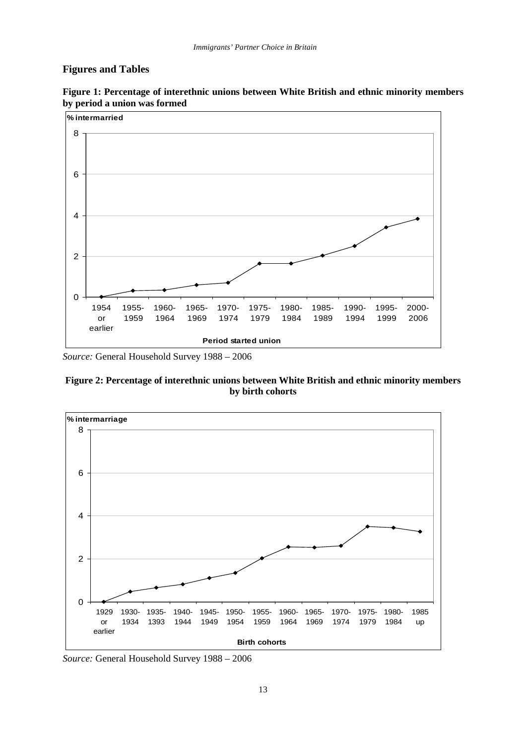## Figures and Tables

**Figure 1: Percentage of interethnic unions between White British and ethnic minority members by period a union was formed**

*Source:* General Household Survey 1988 – 2006

**Figure 2: Percentage of interethnic unions between White British and ethnic minority members by birth cohorts**

*Source:* General Household Survey 1988 – 2006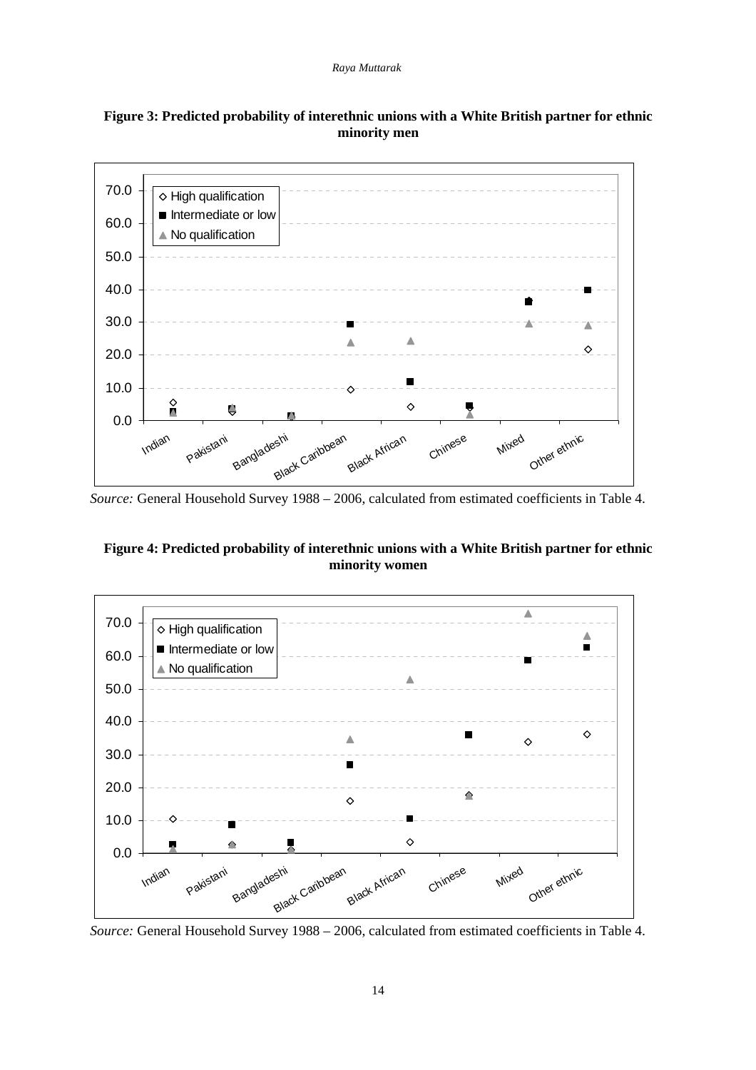**Figure 3: Predicted probability of interethnic unions with a White British partner for ethnic minority men**

*Source:* General Household Survey 1988 – 2006, calculated from estimated coefficients in Table 4.

**Figure 4: Predicted probability of interethnic unions with a White British partner for ethnic minority women**

*Source:* General Household Survey 1988 – 2006, calculated from estimated coefficients in Table 4.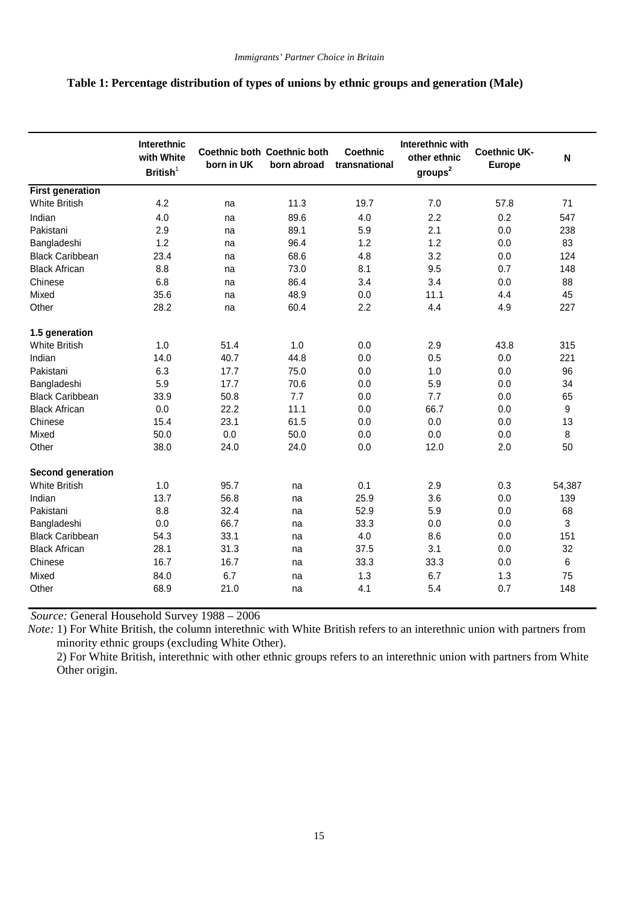**Table 1: Percentage distribution of types of unions by ethnic groups and generation (Male)**

| | Interethnic with White British[1] | Coethnic both born in UK | Coethnic both born abroad | Coethnic transnational | Interethnic with other ethnic groups[2] | Coethnic UK-Europe | N |
|---|---|---|---|---|---|---|---|
| **First generation** | | | | | | | |
| White British | 4.2 | na | 11.3 | 19.7 | 7.0 | 57.8 | 71 |
| Indian | 4.0 | na | 89.6 | 4.0 | 2.2 | 0.2 | 547 |
| Pakistani | 2.9 | na | 89.1 | 5.9 | 2.1 | 0.0 | 238 |
| Bangladeshi | 1.2 | na | 96.4 | 1.2 | 1.2 | 0.0 | 83 |
| Black Caribbean | 23.4 | na | 68.6 | 4.8 | 3.2 | 0.0 | 124 |
| Black African | 8.8 | na | 73.0 | 8.1 | 9.5 | 0.7 | 148 |
| Chinese | 6.8 | na | 86.4 | 3.4 | 3.4 | 0.0 | 88 |
| Mixed | 35.6 | na | 48.9 | 0.0 | 11.1 | 4.4 | 45 |
| Other | 28.2 | na | 60.4 | 2.2 | 4.4 | 4.9 | 227 |
| **1.5 generation** | | | | | | | |
| White British | 1.0 | 51.4 | 1.0 | 0.0 | 2.9 | 43.8 | 315 |
| Indian | 14.0 | 40.7 | 44.8 | 0.0 | 0.5 | 0.0 | 221 |
| Pakistani | 6.3 | 17.7 | 75.0 | 0.0 | 1.0 | 0.0 | 96 |
| Bangladeshi | 5.9 | 17.7 | 70.6 | 0.0 | 5.9 | 0.0 | 34 |
| Black Caribbean | 33.9 | 50.8 | 7.7 | 0.0 | 7.7 | 0.0 | 65 |
| Black African | 0.0 | 22.2 | 11.1 | 0.0 | 66.7 | 0.0 | 9 |
| Chinese | 15.4 | 23.1 | 61.5 | 0.0 | 0.0 | 0.0 | 13 |
| Mixed | 50.0 | 0.0 | 50.0 | 0.0 | 0.0 | 0.0 | 8 |
| Other | 38.0 | 24.0 | 24.0 | 0.0 | 12.0 | 2.0 | 50 |
| **Second generation** | | | | | | | |
| White British | 1.0 | 95.7 | na | 0.1 | 2.9 | 0.3 | 54,387 |
| Indian | 13.7 | 56.8 | na | 25.9 | 3.6 | 0.0 | 139 |
| Pakistani | 8.8 | 32.4 | na | 52.9 | 5.9 | 0.0 | 68 |
| Bangladeshi | 0.0 | 66.7 | na | 33.3 | 0.0 | 0.0 | 3 |
| Black Caribbean | 54.3 | 33.1 | na | 4.0 | 8.6 | 0.0 | 151 |
| Black African | 28.1 | 31.3 | na | 37.5 | 3.1 | 0.0 | 32 |
| Chinese | 16.7 | 16.7 | na | 33.3 | 33.3 | 0.0 | 6 |
| Mixed | 84.0 | 6.7 | na | 1.3 | 6.7 | 1.3 | 75 |
| Other | 68.9 | 21.0 | na | 4.1 | 5.4 | 0.7 | 148 |

*Source:* General Household Survey 1988 – 2006

*Note:* 1) For White British, the column interethnic with White British refers to an interethnic union with partners from minority ethnic groups (excluding White Other).

2) For White British, interethnic with other ethnic groups refers to an interethnic union with partners from White Other origin.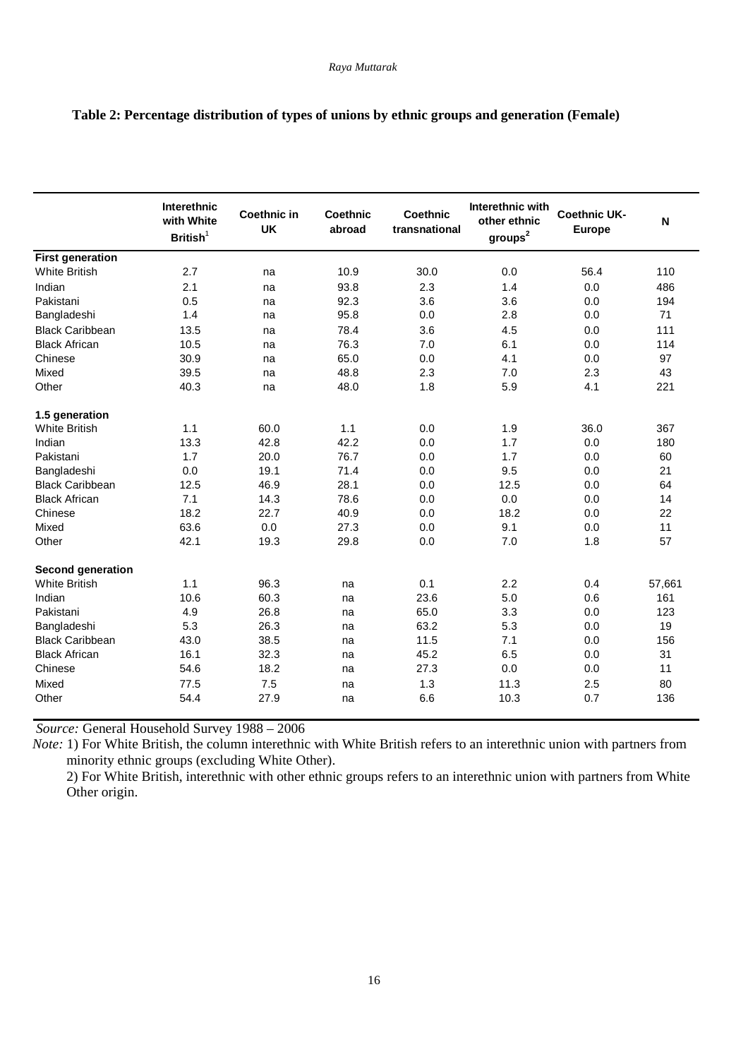**Table 2: Percentage distribution of types of unions by ethnic groups and generation (Female)**

| | Interethnic with White British[1] | Coethnic in UK | Coethnic abroad | Coethnic transnational | Interethnic with other ethnic groups[2] | Coethnic UK-Europe | N |
|---|---|---|---|---|---|---|---|
| **First generation** | | | | | | | |
| White British | 2.7 | na | 10.9 | 30.0 | 0.0 | 56.4 | 110 |
| Indian | 2.1 | na | 93.8 | 2.3 | 1.4 | 0.0 | 486 |
| Pakistani | 0.5 | na | 92.3 | 3.6 | 3.6 | 0.0 | 194 |
| Bangladeshi | 1.4 | na | 95.8 | 0.0 | 2.8 | 0.0 | 71 |
| Black Caribbean | 13.5 | na | 78.4 | 3.6 | 4.5 | 0.0 | 111 |
| Black African | 10.5 | na | 76.3 | 7.0 | 6.1 | 0.0 | 114 |
| Chinese | 30.9 | na | 65.0 | 0.0 | 4.1 | 0.0 | 97 |
| Mixed | 39.5 | na | 48.8 | 2.3 | 7.0 | 2.3 | 43 |
| Other | 40.3 | na | 48.0 | 1.8 | 5.9 | 4.1 | 221 |
| **1.5 generation** | | | | | | | |
| White British | 1.1 | 60.0 | 1.1 | 0.0 | 1.9 | 36.0 | 367 |
| Indian | 13.3 | 42.8 | 42.2 | 0.0 | 1.7 | 0.0 | 180 |
| Pakistani | 1.7 | 20.0 | 76.7 | 0.0 | 1.7 | 0.0 | 60 |
| Bangladeshi | 0.0 | 19.1 | 71.4 | 0.0 | 9.5 | 0.0 | 21 |
| Black Caribbean | 12.5 | 46.9 | 28.1 | 0.0 | 12.5 | 0.0 | 64 |
| Black African | 7.1 | 14.3 | 78.6 | 0.0 | 0.0 | 0.0 | 14 |
| Chinese | 18.2 | 22.7 | 40.9 | 0.0 | 18.2 | 0.0 | 22 |
| Mixed | 63.6 | 0.0 | 27.3 | 0.0 | 9.1 | 0.0 | 11 |
| Other | 42.1 | 19.3 | 29.8 | 0.0 | 7.0 | 1.8 | 57 |
| **Second generation** | | | | | | | |
| White British | 1.1 | 96.3 | na | 0.1 | 2.2 | 0.4 | 57,661 |
| Indian | 10.6 | 60.3 | na | 23.6 | 5.0 | 0.6 | 161 |
| Pakistani | 4.9 | 26.8 | na | 65.0 | 3.3 | 0.0 | 123 |
| Bangladeshi | 5.3 | 26.3 | na | 63.2 | 5.3 | 0.0 | 19 |
| Black Caribbean | 43.0 | 38.5 | na | 11.5 | 7.1 | 0.0 | 156 |
| Black African | 16.1 | 32.3 | na | 45.2 | 6.5 | 0.0 | 31 |
| Chinese | 54.6 | 18.2 | na | 27.3 | 0.0 | 0.0 | 11 |
| Mixed | 77.5 | 7.5 | na | 1.3 | 11.3 | 2.5 | 80 |
| Other | 54.4 | 27.9 | na | 6.6 | 10.3 | 0.7 | 136 |

*Source:* General Household Survey 1988 – 2006

*Note:* 1) For White British, the column interethnic with White British refers to an interethnic union with partners from minority ethnic groups (excluding White Other).

2) For White British, interethnic with other ethnic groups refers to an interethnic union with partners from White Other origin.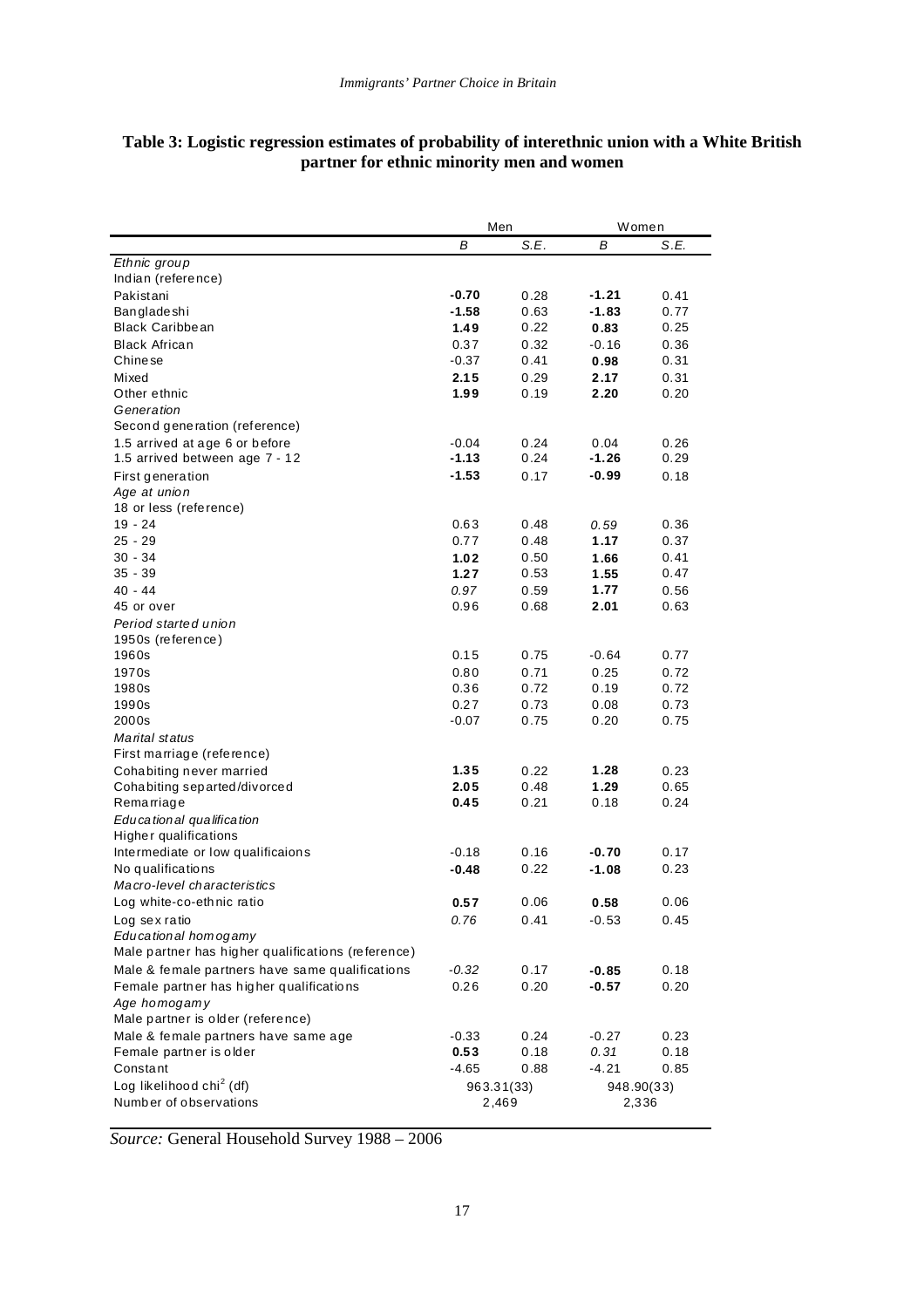## Table 3: Logistic regression estimates of probability of interethnic union with a White British partner for ethnic minority men and women

| | Men | | Women | |
|---|---|---|---|---|
| | *B* | *S.E.* | *B* | *S.E.* |
| *Ethnic group* | | | | |
| Indian (reference) | | | | |
| Pakistani | **-0.70** | 0.28 | **-1.21** | 0.41 |
| Bangladeshi | **-1.58** | 0.63 | **-1.83** | 0.77 |
| Black Caribbean | **1.49** | 0.22 | **0.83** | 0.25 |
| Black African | 0.37 | 0.32 | -0.16 | 0.36 |
| Chinese | -0.37 | 0.41 | **0.98** | 0.31 |
| Mixed | **2.15** | 0.29 | **2.17** | 0.31 |
| Other ethnic | **1.99** | 0.19 | **2.20** | 0.20 |
| *Generation* | | | | |
| Second generation (reference) | | | | |
| 1.5 arrived at age 6 or before | -0.04 | 0.24 | 0.04 | 0.26 |
| 1.5 arrived between age 7 - 12 | **-1.13** | 0.24 | **-1.26** | 0.29 |
| First generation | **-1.53** | 0.17 | **-0.99** | 0.18 |
| *Age at union* | | | | |
| 18 or less (reference) | | | | |
| 19 - 24 | 0.63 | 0.48 | *0.59* | 0.36 |
| 25 - 29 | 0.77 | 0.48 | **1.17** | 0.37 |
| 30 - 34 | **1.02** | 0.50 | **1.66** | 0.41 |
| 35 - 39 | **1.27** | 0.53 | **1.55** | 0.47 |
| 40 - 44 | *0.97* | 0.59 | **1.77** | 0.56 |
| 45 or over | 0.96 | 0.68 | **2.01** | 0.63 |
| *Period started union* | | | | |
| 1950s (reference) | | | | |
| 1960s | 0.15 | 0.75 | -0.64 | 0.77 |
| 1970s | 0.80 | 0.71 | 0.25 | 0.72 |
| 1980s | 0.36 | 0.72 | 0.19 | 0.72 |
| 1990s | 0.27 | 0.73 | 0.08 | 0.73 |
| 2000s | -0.07 | 0.75 | 0.20 | 0.75 |
| *Marital status* | | | | |
| First marriage (reference) | | | | |
| Cohabiting never married | **1.35** | 0.22 | **1.28** | 0.23 |
| Cohabiting separted/divorced | **2.05** | 0.48 | **1.29** | 0.65 |
| Remarriage | **0.45** | 0.21 | 0.18 | 0.24 |
| *Educational qualification* | | | | |
| Higher qualifications | | | | |
| Intermediate or low qualificaions | -0.18 | 0.16 | **-0.70** | 0.17 |
| No qualifications | **-0.48** | 0.22 | **-1.08** | 0.23 |
| *Macro-level characteristics* | | | | |
| Log white-co-ethnic ratio | **0.57** | 0.06 | **0.58** | 0.06 |
| Log sex ratio | *0.76* | 0.41 | -0.53 | 0.45 |
| *Educational homogamy* | | | | |
| Male partner has higher qualifications (reference) | | | | |
| Male & female partners have same qualifications | *-0.32* | 0.17 | **-0.85** | 0.18 |
| Female partner has higher qualifications | 0.26 | 0.20 | **-0.57** | 0.20 |
| *Age homogamy* | | | | |
| Male partner is older (reference) | | | | |
| Male & female partners have same age | -0.33 | 0.24 | -0.27 | 0.23 |
| Female partner is older | **0.53** | 0.18 | *0.31* | 0.18 |
| Constant | -4.65 | 0.88 | -4.21 | 0.85 |
| Log likelihood $chi^2$ (df) | 963.31(33) | | 948.90(33) | |
| Number of observations | 2,469 | | 2,336 | |

*Source:* General Household Survey 1988 – 2006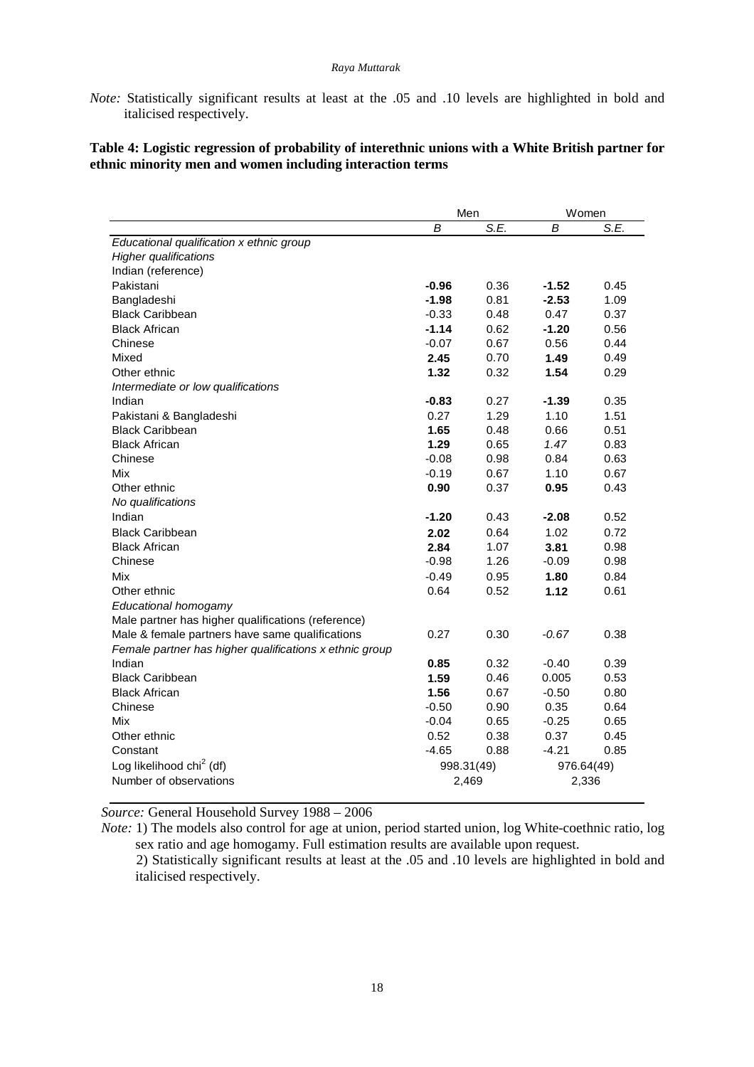*Note:* Statistically significant results at least at the .05 and .10 levels are highlighted in bold and italicised respectively.

**Table 4: Logistic regression of probability of interethnic unions with a White British partner for ethnic minority men and women including interaction terms**

| | Men | | Women | |
|---|---|---|---|---|
| | *B* | *S.E.* | *B* | *S.E.* |
| *Educational qualification x ethnic group* | | | | |
| *Higher qualifications* | | | | |
| Indian (reference) | | | | |
| Pakistani | **-0.96** | 0.36 | **-1.52** | 0.45 |
| Bangladeshi | **-1.98** | 0.81 | **-2.53** | 1.09 |
| Black Caribbean | -0.33 | 0.48 | 0.47 | 0.37 |
| Black African | **-1.14** | 0.62 | **-1.20** | 0.56 |
| Chinese | -0.07 | 0.67 | 0.56 | 0.44 |
| Mixed | **2.45** | 0.70 | **1.49** | 0.49 |
| Other ethnic | **1.32** | 0.32 | **1.54** | 0.29 |
| *Intermediate or low qualifications* | | | | |
| Indian | **-0.83** | 0.27 | **-1.39** | 0.35 |
| Pakistani & Bangladeshi | 0.27 | 1.29 | 1.10 | 1.51 |
| Black Caribbean | **1.65** | 0.48 | 0.66 | 0.51 |
| Black African | **1.29** | 0.65 | *1.47* | 0.83 |
| Chinese | -0.08 | 0.98 | 0.84 | 0.63 |
| Mix | -0.19 | 0.67 | 1.10 | 0.67 |
| Other ethnic | **0.90** | 0.37 | **0.95** | 0.43 |
| *No qualifications* | | | | |
| Indian | **-1.20** | 0.43 | **-2.08** | 0.52 |
| Black Caribbean | **2.02** | 0.64 | 1.02 | 0.72 |
| Black African | **2.84** | 1.07 | **3.81** | 0.98 |
| Chinese | -0.98 | 1.26 | -0.09 | 0.98 |
| Mix | -0.49 | 0.95 | **1.80** | 0.84 |
| Other ethnic | 0.64 | 0.52 | **1.12** | 0.61 |
| *Educational homogamy* | | | | |
| Male partner has higher qualifications (reference) | | | | |
| Male & female partners have same qualifications | 0.27 | 0.30 | *-0.67* | 0.38 |
| *Female partner has higher qualifications x ethnic group* | | | | |
| Indian | **0.85** | 0.32 | -0.40 | 0.39 |
| Black Caribbean | **1.59** | 0.46 | 0.005 | 0.53 |
| Black African | **1.56** | 0.67 | -0.50 | 0.80 |
| Chinese | -0.50 | 0.90 | 0.35 | 0.64 |
| Mix | -0.04 | 0.65 | -0.25 | 0.65 |
| Other ethnic | 0.52 | 0.38 | 0.37 | 0.45 |
| Constant | -4.65 | 0.88 | -4.21 | 0.85 |
| Log likelihood chi$^2$ (df) | 998.31(49) | | 976.64(49) | |
| Number of observations | 2,469 | | 2,336 | |

*Source:* General Household Survey 1988 – 2006

*Note:* 1) The models also control for age at union, period started union, log White-coethnic ratio, log sex ratio and age homogamy. Full estimation results are available upon request.
2) Statistically significant results at least at the .05 and .10 levels are highlighted in bold and italicised respectively.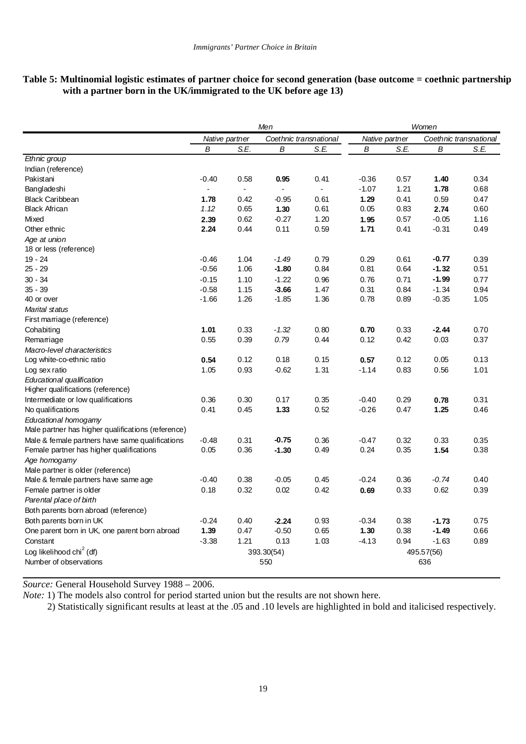**Table 5: Multinomial logistic estimates of partner choice for second generation (base outcome = coethnic partnership with a partner born in the UK/immigrated to the UK before age 13)**

| | *Men* | | | | *Women* | | | |
|---|---|---|---|---|---|---|---|---|
| | *Native partner* | | *Coethnic transnational* | | *Native partner* | | *Coethnic transnational* | |
| | *B* | *S.E.* | *B* | *S.E.* | *B* | *S.E.* | *B* | *S.E.* |
| *Ethnic group* | | | | | | | | |
| Indian (reference) | | | | | | | | |
| Pakistani | -0.40 | 0.58 | **0.95** | 0.41 | -0.36 | 0.57 | **1.40** | 0.34 |
| Bangladeshi | - | - | - | - | -1.07 | 1.21 | **1.78** | 0.68 |
| Black Caribbean | **1.78** | 0.42 | -0.95 | 0.61 | **1.29** | 0.41 | 0.59 | 0.47 |
| Black African | *1.12* | 0.65 | **1.30** | 0.61 | 0.05 | 0.83 | **2.74** | 0.60 |
| Mixed | **2.39** | 0.62 | -0.27 | 1.20 | **1.95** | 0.57 | -0.05 | 1.16 |
| Other ethnic | **2.24** | 0.44 | 0.11 | 0.59 | **1.71** | 0.41 | -0.31 | 0.49 |
| *Age at union* | | | | | | | | |
| 18 or less (reference) | | | | | | | | |
| 19 - 24 | -0.46 | 1.04 | *-1.49* | 0.79 | 0.29 | 0.61 | **-0.77** | 0.39 |
| 25 - 29 | -0.56 | 1.06 | **-1.80** | 0.84 | 0.81 | 0.64 | **-1.32** | 0.51 |
| 30 - 34 | -0.15 | 1.10 | -1.22 | 0.96 | 0.76 | 0.71 | **-1.99** | 0.77 |
| 35 - 39 | -0.58 | 1.15 | **-3.66** | 1.47 | 0.31 | 0.84 | -1.34 | 0.94 |
| 40 or over | -1.66 | 1.26 | -1.85 | 1.36 | 0.78 | 0.89 | -0.35 | 1.05 |
| *Marital status* | | | | | | | | |
| First marriage (reference) | | | | | | | | |
| Cohabiting | **1.01** | 0.33 | *-1.32* | 0.80 | **0.70** | 0.33 | **-2.44** | 0.70 |
| Remarriage | 0.55 | 0.39 | *0.79* | 0.44 | 0.12 | 0.42 | 0.03 | 0.37 |
| *Macro-level characteristics* | | | | | | | | |
| Log white-co-ethnic ratio | **0.54** | 0.12 | 0.18 | 0.15 | **0.57** | 0.12 | 0.05 | 0.13 |
| Log sex ratio | 1.05 | 0.93 | -0.62 | 1.31 | -1.14 | 0.83 | 0.56 | 1.01 |
| *Educational qualification* | | | | | | | | |
| Higher qualifications (reference) | | | | | | | | |
| Intermediate or low qualifications | 0.36 | 0.30 | 0.17 | 0.35 | -0.40 | 0.29 | **0.78** | 0.31 |
| No qualifications | 0.41 | 0.45 | **1.33** | 0.52 | -0.26 | 0.47 | **1.25** | 0.46 |
| *Educational homogamy* | | | | | | | | |
| Male partner has higher qualifications (reference) | | | | | | | | |
| Male & female partners have same qualifications | -0.48 | 0.31 | **-0.75** | 0.36 | -0.47 | 0.32 | 0.33 | 0.35 |
| Female partner has higher qualifications | 0.05 | 0.36 | **-1.30** | 0.49 | 0.24 | 0.35 | **1.54** | 0.38 |
| *Age homogamy* | | | | | | | | |
| Male partner is older (reference) | | | | | | | | |
| Male & female partners have same age | -0.40 | 0.38 | -0.05 | 0.45 | -0.24 | 0.36 | *-0.74* | 0.40 |
| Female partner is older | 0.18 | 0.32 | 0.02 | 0.42 | **0.69** | 0.33 | 0.62 | 0.39 |
| *Parental place of birth* | | | | | | | | |
| Both parents born abroad (reference) | | | | | | | | |
| Both parents born in UK | -0.24 | 0.40 | **-2.24** | 0.93 | -0.34 | 0.38 | **-1.73** | 0.75 |
| One parent born in UK, one parent born abroad | **1.39** | 0.47 | -0.50 | 0.65 | **1.30** | 0.38 | **-1.49** | 0.66 |
| Constant | -3.38 | 1.21 | 0.13 | 1.03 | -4.13 | 0.94 | -1.63 | 0.89 |
| Log likelihood chi$^2$ (df) | | 393.30(54) | | | | 495.57(56) | | |
| Number of observations | | 550 | | | | 636 | | |

*Source:* General Household Survey 1988 – 2006.

*Note:* 1) The models also control for period started union but the results are not shown here.

2) Statistically significant results at least at the .05 and .10 levels are highlighted in bold and italicised respectively.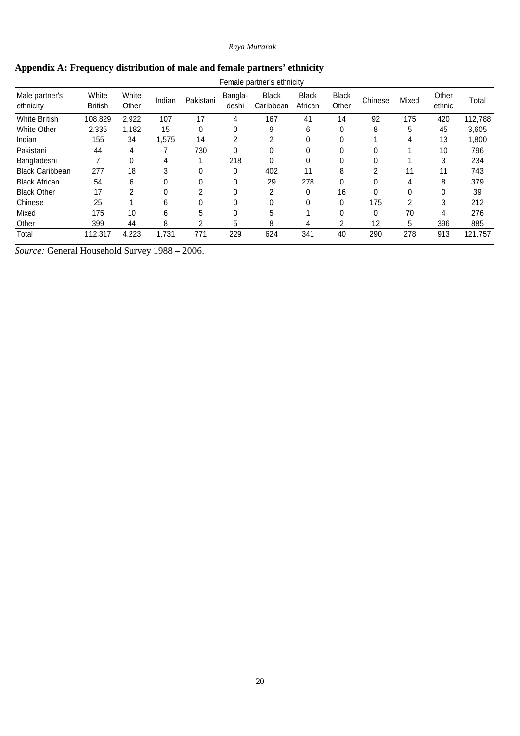## Appendix A: Frequency distribution of male and female partners' ethnicity

| | Female partner's ethnicity | | | | | | | | | | | |
|---|---|---|---|---|---|---|---|---|---|---|---|---|
| Male partner's ethnicity | White British | White Other | Indian | Pakistani | Bangla-deshi | Black Caribbean | Black African | Black Other | Chinese | Mixed | Other ethnic | Total |
| White British | 108,829 | 2,922 | 107 | 17 | 4 | 167 | 41 | 14 | 92 | 175 | 420 | 112,788 |
| White Other | 2,335 | 1,182 | 15 | 0 | 0 | 9 | 6 | 0 | 8 | 5 | 45 | 3,605 |
| Indian | 155 | 34 | 1,575 | 14 | 2 | 2 | 0 | 0 | 1 | 4 | 13 | 1,800 |
| Pakistani | 44 | 4 | 7 | 730 | 0 | 0 | 0 | 0 | 0 | 1 | 10 | 796 |
| Bangladeshi | 7 | 0 | 4 | 1 | 218 | 0 | 0 | 0 | 0 | 1 | 3 | 234 |
| Black Caribbean | 277 | 18 | 3 | 0 | 0 | 402 | 11 | 8 | 2 | 11 | 11 | 743 |
| Black African | 54 | 6 | 0 | 0 | 0 | 29 | 278 | 0 | 0 | 4 | 8 | 379 |
| Black Other | 17 | 2 | 0 | 2 | 0 | 2 | 0 | 16 | 0 | 0 | 0 | 39 |
| Chinese | 25 | 1 | 6 | 0 | 0 | 0 | 0 | 0 | 175 | 2 | 3 | 212 |
| Mixed | 175 | 10 | 6 | 5 | 0 | 5 | 1 | 0 | 0 | 70 | 4 | 276 |
| Other | 399 | 44 | 8 | 2 | 5 | 8 | 4 | 2 | 12 | 5 | 396 | 885 |
| Total | 112,317 | 4,223 | 1,731 | 771 | 229 | 624 | 341 | 40 | 290 | 278 | 913 | 121,757 |

*Source:* General Household Survey 1988 – 2006.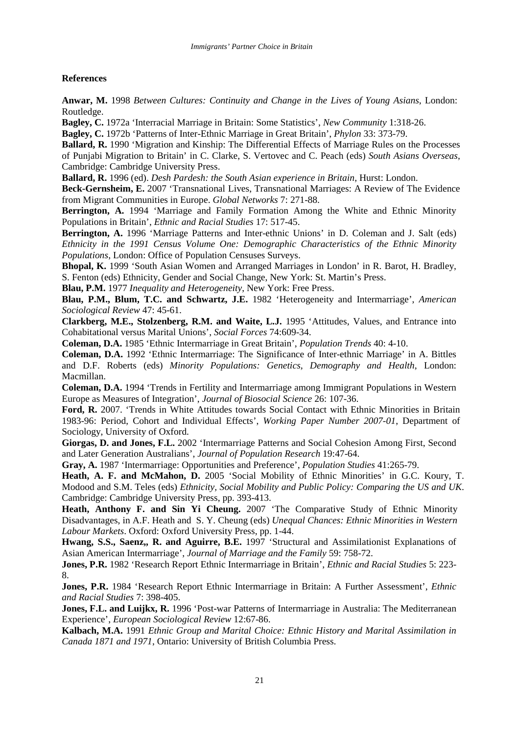## References

**Anwar, M.** 1998 *Between Cultures: Continuity and Change in the Lives of Young Asians*, London: Routledge.

**Bagley, C.** 1972a 'Interracial Marriage in Britain: Some Statistics', *New Community* 1:318-26.

**Bagley, C.** 1972b 'Patterns of Inter-Ethnic Marriage in Great Britain', *Phylon* 33: 373-79.

**Ballard, R.** 1990 'Migration and Kinship: The Differential Effects of Marriage Rules on the Processes of Punjabi Migration to Britain' in C. Clarke, S. Vertovec and C. Peach (eds) *South Asians Overseas*, Cambridge: Cambridge University Press.

**Ballard, R.** 1996 (ed). *Desh Pardesh: the South Asian experience in Britain*, Hurst: London.

**Beck-Gernsheim, E.** 2007 'Transnational Lives, Transnational Marriages: A Review of The Evidence from Migrant Communities in Europe. *Global Networks* 7: 271-88.

**Berrington, A.** 1994 'Marriage and Family Formation Among the White and Ethnic Minority Populations in Britain', *Ethnic and Racial Studies* 17: 517-45.

**Berrington, A.** 1996 'Marriage Patterns and Inter-ethnic Unions' in D. Coleman and J. Salt (eds) *Ethnicity in the 1991 Census Volume One: Demographic Characteristics of the Ethnic Minority Populations*, London: Office of Population Censuses Surveys.

**Bhopal, K.** 1999 'South Asian Women and Arranged Marriages in London' in R. Barot, H. Bradley, S. Fenton (eds) Ethnicity, Gender and Social Change, New York: St. Martin's Press.

**Blau, P.M.** 1977 *Inequality and Heterogeneity*, New York: Free Press.

**Blau, P.M., Blum, T.C. and Schwartz, J.E.** 1982 'Heterogeneity and Intermarriage', *American Sociological Review* 47: 45-61.

**Clarkberg, M.E., Stolzenberg, R.M. and Waite, L.J.** 1995 'Attitudes, Values, and Entrance into Cohabitational versus Marital Unions', *Social Forces* 74:609-34.

**Coleman, D.A.** 1985 'Ethnic Intermarriage in Great Britain', *Population Trends* 40: 4-10.

**Coleman, D.A.** 1992 'Ethnic Intermarriage: The Significance of Inter-ethnic Marriage' in A. Bittles and D.F. Roberts (eds) *Minority Populations: Genetics, Demography and Health*, London: Macmillan.

**Coleman, D.A.** 1994 'Trends in Fertility and Intermarriage among Immigrant Populations in Western Europe as Measures of Integration', *Journal of Biosocial Science* 26: 107-36.

**Ford, R.** 2007. 'Trends in White Attitudes towards Social Contact with Ethnic Minorities in Britain 1983-96: Period, Cohort and Individual Effects', *Working Paper Number 2007-01*, Department of Sociology, University of Oxford.

**Giorgas, D. and Jones, F.L.** 2002 'Intermarriage Patterns and Social Cohesion Among First, Second and Later Generation Australians', *Journal of Population Research* 19:47-64.

**Gray, A.** 1987 'Intermarriage: Opportunities and Preference', *Population Studies* 41:265-79.

**Heath, A. F. and McMahon, D.** 2005 'Social Mobility of Ethnic Minorities' in G.C. Koury, T. Modood and S.M. Teles (eds) *Ethnicity, Social Mobility and Public Policy: Comparing the US and UK*. Cambridge: Cambridge University Press, pp. 393-413.

**Heath, Anthony F. and Sin Yi Cheung.** 2007 'The Comparative Study of Ethnic Minority Disadvantages, in A.F. Heath and S. Y. Cheung (eds) *Unequal Chances: Ethnic Minorities in Western Labour Markets*. Oxford: Oxford University Press, pp. 1-44.

**Hwang, S.S., Saenz,, R. and Aguirre, B.E.** 1997 'Structural and Assimilationist Explanations of Asian American Intermarriage', *Journal of Marriage and the Family* 59: 758-72.

**Jones, P.R.** 1982 'Research Report Ethnic Intermarriage in Britain', *Ethnic and Racial Studies* 5: 223-8.

**Jones, P.R.** 1984 'Research Report Ethnic Intermarriage in Britain: A Further Assessment', *Ethnic and Racial Studies* 7: 398-405.

**Jones, F.L. and Luijkx, R.** 1996 'Post-war Patterns of Intermarriage in Australia: The Mediterranean Experience', *European Sociological Review* 12:67-86.

**Kalbach, M.A.** 1991 *Ethnic Group and Marital Choice: Ethnic History and Marital Assimilation in Canada 1871 and 1971*, Ontario: University of British Columbia Press.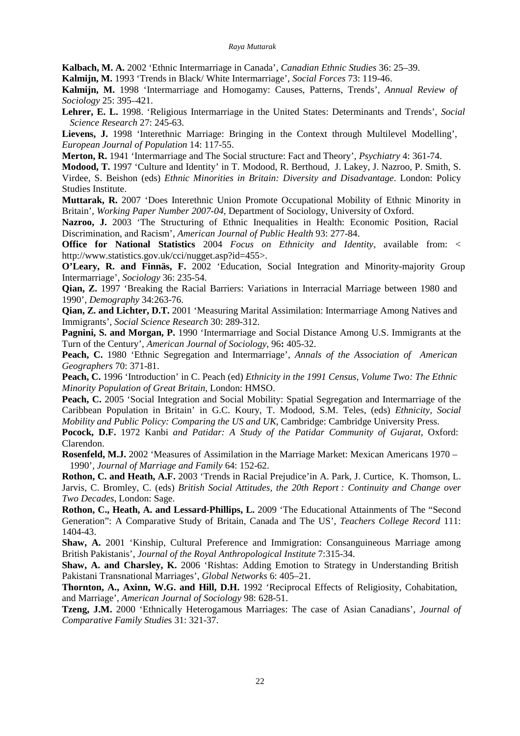**Kalbach, M. A.** 2002 'Ethnic Intermarriage in Canada', *Canadian Ethnic Studies* 36: 25–39.

**Kalmijn, M.** 1993 'Trends in Black/ White Intermarriage', *Social Forces* 73: 119-46.

**Kalmijn, M.** 1998 'Intermarriage and Homogamy: Causes, Patterns, Trends', *Annual Review of Sociology* 25: 395–421.

**Lehrer, E. L.** 1998. 'Religious Intermarriage in the United States: Determinants and Trends', *Social Science Research* 27: 245-63.

**Lievens, J.** 1998 'Interethnic Marriage: Bringing in the Context through Multilevel Modelling', *European Journal of Population* 14: 117-55.

**Merton, R.** 1941 'Intermarriage and The Social structure: Fact and Theory', *Psychiatry* 4: 361-74.

**Modood, T.** 1997 'Culture and Identity' in T. Modood, R. Berthoud, J. Lakey, J. Nazroo, P. Smith, S. Virdee, S. Beishon (eds) *Ethnic Minorities in Britain: Diversity and Disadvantage*. London: Policy Studies Institute.

**Muttarak, R.** 2007 'Does Interethnic Union Promote Occupational Mobility of Ethnic Minority in Britain', *Working Paper Number 2007-04*, Department of Sociology, University of Oxford.

**Nazroo, J.** 2003 'The Structuring of Ethnic Inequalities in Health: Economic Position, Racial Discrimination, and Racism', *American Journal of Public Health* 93: 277-84.

**Office for National Statistics** 2004 *Focus on Ethnicity and Identity*, available from: < http://www.statistics.gov.uk/cci/nugget.asp?id=455>.

**O'Leary, R. and Finnäs, F.** 2002 'Education, Social Integration and Minority-majority Group Intermarriage', *Sociology* 36: 235-54.

**Qian, Z.** 1997 'Breaking the Racial Barriers: Variations in Interracial Marriage between 1980 and 1990', *Demography* 34:263-76.

**Qian, Z. and Lichter, D.T.** 2001 'Measuring Marital Assimilation: Intermarriage Among Natives and Immigrants', *Social Science Research* 30: 289-312.

**Pagnini, S. and Morgan, P.** 1990 'Intermarriage and Social Distance Among U.S. Immigrants at the Turn of the Century', *American Journal of Sociology*, 96**:** 405-32.

**Peach, C.** 1980 'Ethnic Segregation and Intermarriage', *Annals of the Association of American Geographers* 70: 371-81.

**Peach, C.** 1996 'Introduction' in C. Peach (ed) *Ethnicity in the 1991 Census, Volume Two: The Ethnic Minority Population of Great Britain*, London: HMSO.

**Peach, C.** 2005 'Social Integration and Social Mobility: Spatial Segregation and Intermarriage of the Caribbean Population in Britain' in G.C. Koury, T. Modood, S.M. Teles, (eds) *Ethnicity, Social Mobility and Public Policy: Comparing the US and UK*, Cambridge: Cambridge University Press.

**Pocock, D.F.** 1972 Kanbi *and Patidar: A Study of the Patidar Community of Gujarat*, Oxford: Clarendon.

**Rosenfeld, M.J.** 2002 'Measures of Assimilation in the Marriage Market: Mexican Americans 1970 – 1990', *Journal of Marriage and Family* 64: 152-62.

**Rothon, C. and Heath, A.F.** 2003 'Trends in Racial Prejudice'in A. Park, J. Curtice, K. Thomson, L. Jarvis, C. Bromley, C. (eds) *British Social Attitudes, the 20th Report : Continuity and Change over Two Decades*, London: Sage.

**Rothon, C., Heath, A. and Lessard-Phillips, L.** 2009 'The Educational Attainments of The "Second Generation": A Comparative Study of Britain, Canada and The US', *Teachers College Record* 111: 1404-43.

**Shaw, A.** 2001 'Kinship, Cultural Preference and Immigration: Consanguineous Marriage among British Pakistanis', *Journal of the Royal Anthropological Institute* 7:315-34.

**Shaw, A. and Charsley, K.** 2006 'Rishtas: Adding Emotion to Strategy in Understanding British Pakistani Transnational Marriages', *Global Networks* 6: 405–21.

**Thornton, A., Axinn, W.G. and Hill, D.H.** 1992 'Reciprocal Effects of Religiosity, Cohabitation, and Marriage', *American Journal of Sociology* 98: 628-51.

**Tzeng, J.M.** 2000 'Ethnically Heterogamous Marriages: The case of Asian Canadians', *Journal of Comparative Family Studies* 31: 321-37.